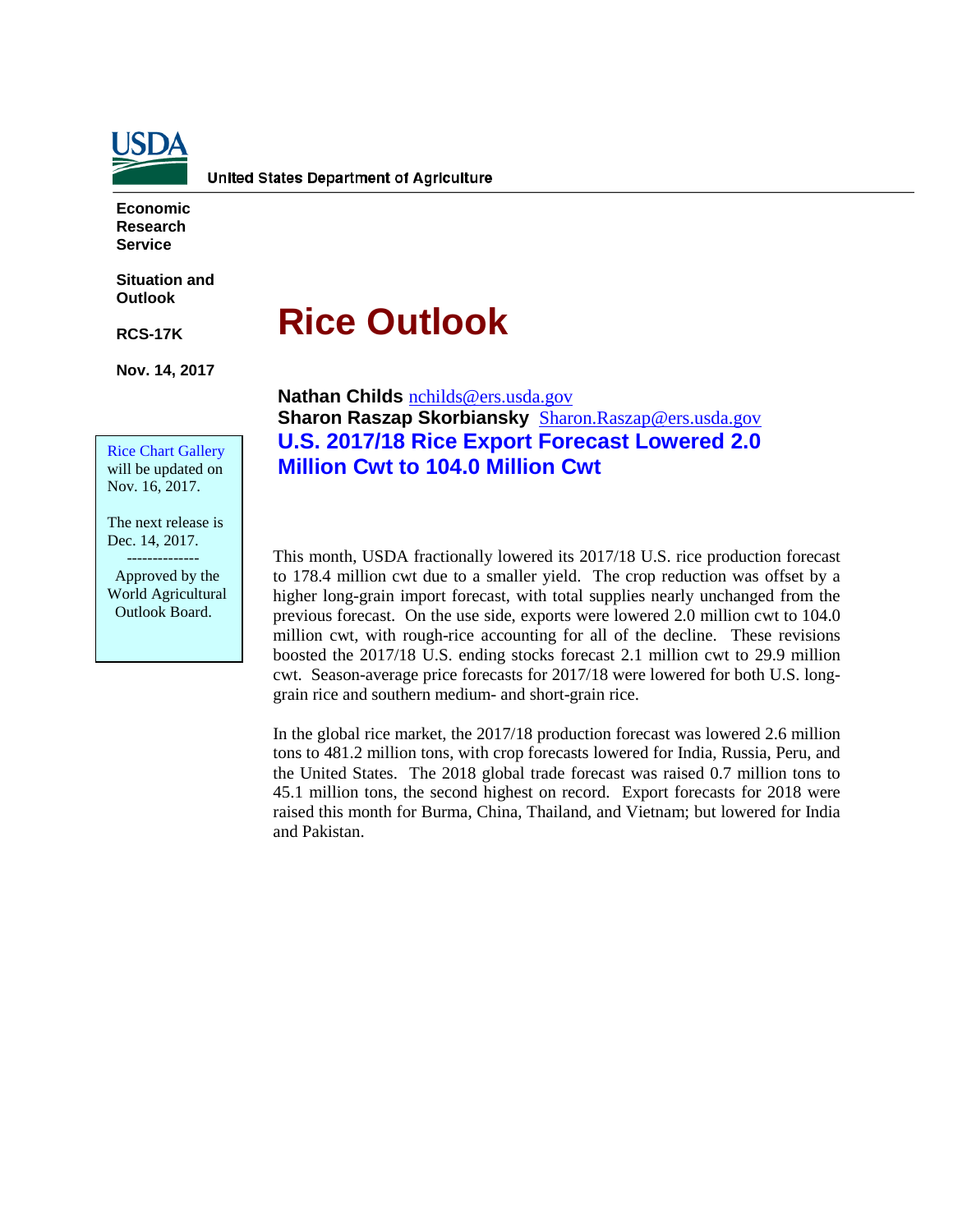United States Department of Agriculture

Economic Research Service

Situation and Outlook

RCS-17K

Nov. 14, 2017

Rice Chart Gallery will be updated on Nov. 16, 2017.

The next release is Dec. 14, 2017.

--------------

Approved by the World Agricultural Outlook Board.

# Rice Outlook

**Nathan Childs** nchilds@ers.usda.gov
**Sharon Raszap Skorbiansky** Sharon.Raszap@ers.usda.gov

## U.S. 2017/18 Rice Export Forecast Lowered 2.0 Million Cwt to 104.0 Million Cwt

This month, USDA fractionally lowered its 2017/18 U.S. rice production forecast to 178.4 million cwt due to a smaller yield. The crop reduction was offset by a higher long-grain import forecast, with total supplies nearly unchanged from the previous forecast. On the use side, exports were lowered 2.0 million cwt to 104.0 million cwt, with rough-rice accounting for all of the decline. These revisions boosted the 2017/18 U.S. ending stocks forecast 2.1 million cwt to 29.9 million cwt. Season-average price forecasts for 2017/18 were lowered for both U.S. long-grain rice and southern medium- and short-grain rice.

In the global rice market, the 2017/18 production forecast was lowered 2.6 million tons to 481.2 million tons, with crop forecasts lowered for India, Russia, Peru, and the United States. The 2018 global trade forecast was raised 0.7 million tons to 45.1 million tons, the second highest on record. Export forecasts for 2018 were raised this month for Burma, China, Thailand, and Vietnam; but lowered for India and Pakistan.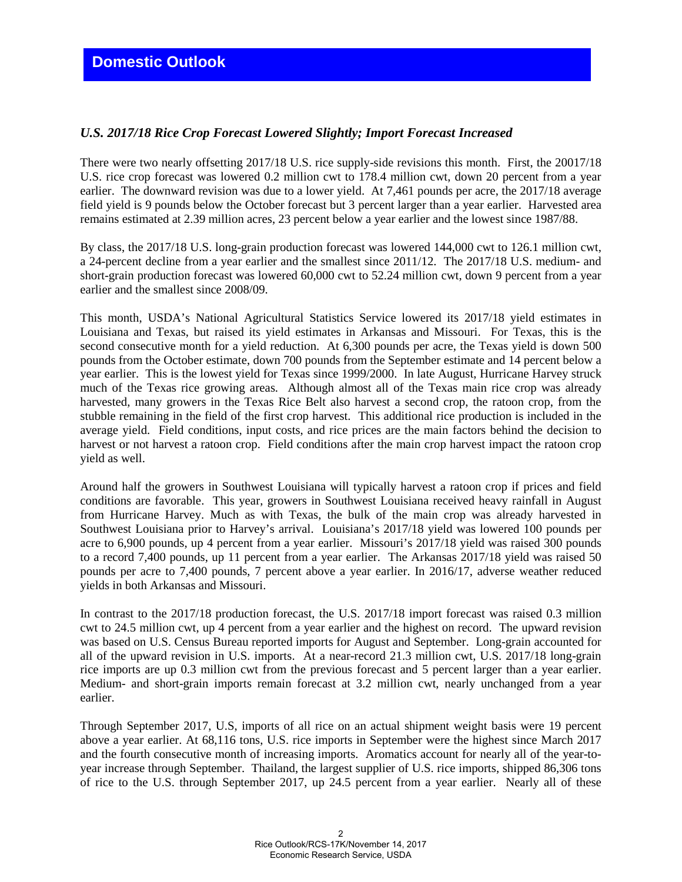# Domestic Outlook

### *U.S. 2017/18 Rice Crop Forecast Lowered Slightly; Import Forecast Increased*

There were two nearly offsetting 2017/18 U.S. rice supply-side revisions this month. First, the 20017/18 U.S. rice crop forecast was lowered 0.2 million cwt to 178.4 million cwt, down 20 percent from a year earlier. The downward revision was due to a lower yield. At 7,461 pounds per acre, the 2017/18 average field yield is 9 pounds below the October forecast but 3 percent larger than a year earlier. Harvested area remains estimated at 2.39 million acres, 23 percent below a year earlier and the lowest since 1987/88.

By class, the 2017/18 U.S. long-grain production forecast was lowered 144,000 cwt to 126.1 million cwt, a 24-percent decline from a year earlier and the smallest since 2011/12. The 2017/18 U.S. medium- and short-grain production forecast was lowered 60,000 cwt to 52.24 million cwt, down 9 percent from a year earlier and the smallest since 2008/09.

This month, USDA's National Agricultural Statistics Service lowered its 2017/18 yield estimates in Louisiana and Texas, but raised its yield estimates in Arkansas and Missouri. For Texas, this is the second consecutive month for a yield reduction. At 6,300 pounds per acre, the Texas yield is down 500 pounds from the October estimate, down 700 pounds from the September estimate and 14 percent below a year earlier. This is the lowest yield for Texas since 1999/2000. In late August, Hurricane Harvey struck much of the Texas rice growing areas. Although almost all of the Texas main rice crop was already harvested, many growers in the Texas Rice Belt also harvest a second crop, the ratoon crop, from the stubble remaining in the field of the first crop harvest. This additional rice production is included in the average yield. Field conditions, input costs, and rice prices are the main factors behind the decision to harvest or not harvest a ratoon crop. Field conditions after the main crop harvest impact the ratoon crop yield as well.

Around half the growers in Southwest Louisiana will typically harvest a ratoon crop if prices and field conditions are favorable. This year, growers in Southwest Louisiana received heavy rainfall in August from Hurricane Harvey. Much as with Texas, the bulk of the main crop was already harvested in Southwest Louisiana prior to Harvey's arrival. Louisiana's 2017/18 yield was lowered 100 pounds per acre to 6,900 pounds, up 4 percent from a year earlier. Missouri's 2017/18 yield was raised 300 pounds to a record 7,400 pounds, up 11 percent from a year earlier. The Arkansas 2017/18 yield was raised 50 pounds per acre to 7,400 pounds, 7 percent above a year earlier. In 2016/17, adverse weather reduced yields in both Arkansas and Missouri.

In contrast to the 2017/18 production forecast, the U.S. 2017/18 import forecast was raised 0.3 million cwt to 24.5 million cwt, up 4 percent from a year earlier and the highest on record. The upward revision was based on U.S. Census Bureau reported imports for August and September. Long-grain accounted for all of the upward revision in U.S. imports. At a near-record 21.3 million cwt, U.S. 2017/18 long-grain rice imports are up 0.3 million cwt from the previous forecast and 5 percent larger than a year earlier. Medium- and short-grain imports remain forecast at 3.2 million cwt, nearly unchanged from a year earlier.

Through September 2017, U.S, imports of all rice on an actual shipment weight basis were 19 percent above a year earlier. At 68,116 tons, U.S. rice imports in September were the highest since March 2017 and the fourth consecutive month of increasing imports. Aromatics account for nearly all of the year-to-year increase through September. Thailand, the largest supplier of U.S. rice imports, shipped 86,306 tons of rice to the U.S. through September 2017, up 24.5 percent from a year earlier. Nearly all of these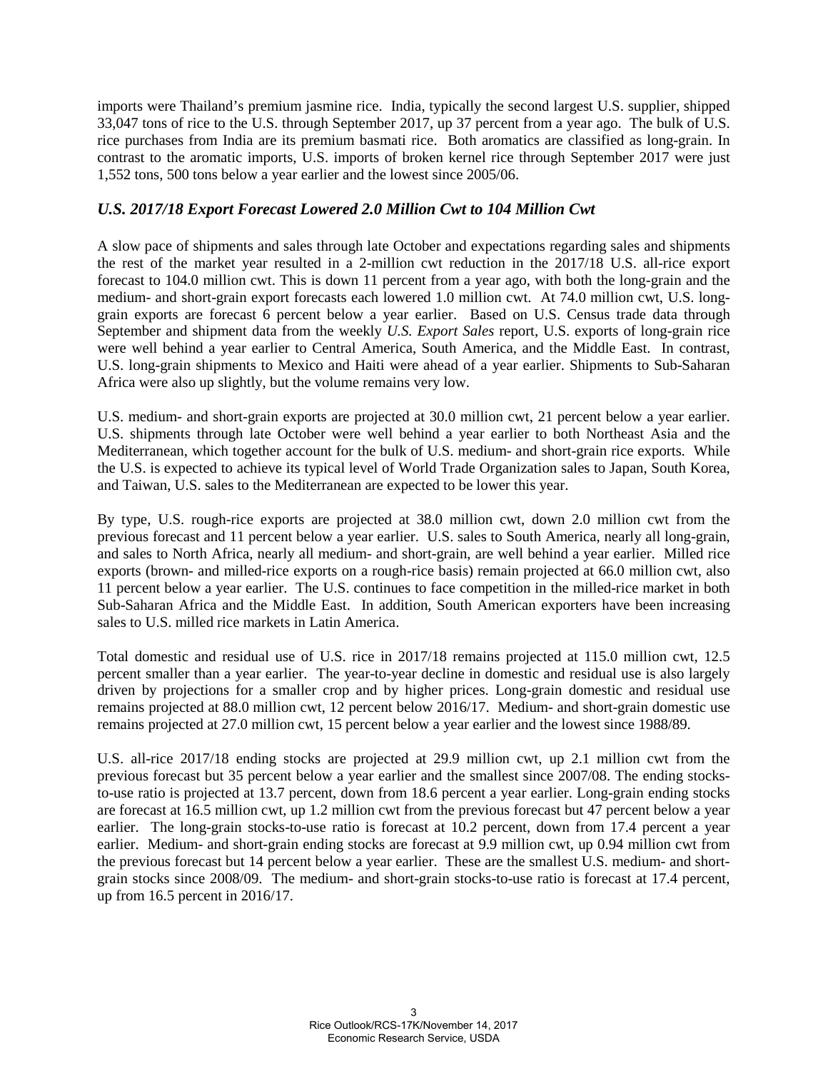imports were Thailand's premium jasmine rice. India, typically the second largest U.S. supplier, shipped 33,047 tons of rice to the U.S. through September 2017, up 37 percent from a year ago. The bulk of U.S. rice purchases from India are its premium basmati rice. Both aromatics are classified as long-grain. In contrast to the aromatic imports, U.S. imports of broken kernel rice through September 2017 were just 1,552 tons, 500 tons below a year earlier and the lowest since 2005/06.

### *U.S. 2017/18 Export Forecast Lowered 2.0 Million Cwt to 104 Million Cwt*

A slow pace of shipments and sales through late October and expectations regarding sales and shipments the rest of the market year resulted in a 2-million cwt reduction in the 2017/18 U.S. all-rice export forecast to 104.0 million cwt. This is down 11 percent from a year ago, with both the long-grain and the medium- and short-grain export forecasts each lowered 1.0 million cwt. At 74.0 million cwt, U.S. long-grain exports are forecast 6 percent below a year earlier. Based on U.S. Census trade data through September and shipment data from the weekly *U.S. Export Sales* report, U.S. exports of long-grain rice were well behind a year earlier to Central America, South America, and the Middle East. In contrast, U.S. long-grain shipments to Mexico and Haiti were ahead of a year earlier. Shipments to Sub-Saharan Africa were also up slightly, but the volume remains very low.

U.S. medium- and short-grain exports are projected at 30.0 million cwt, 21 percent below a year earlier. U.S. shipments through late October were well behind a year earlier to both Northeast Asia and the Mediterranean, which together account for the bulk of U.S. medium- and short-grain rice exports. While the U.S. is expected to achieve its typical level of World Trade Organization sales to Japan, South Korea, and Taiwan, U.S. sales to the Mediterranean are expected to be lower this year.

By type, U.S. rough-rice exports are projected at 38.0 million cwt, down 2.0 million cwt from the previous forecast and 11 percent below a year earlier. U.S. sales to South America, nearly all long-grain, and sales to North Africa, nearly all medium- and short-grain, are well behind a year earlier. Milled rice exports (brown- and milled-rice exports on a rough-rice basis) remain projected at 66.0 million cwt, also 11 percent below a year earlier. The U.S. continues to face competition in the milled-rice market in both Sub-Saharan Africa and the Middle East. In addition, South American exporters have been increasing sales to U.S. milled rice markets in Latin America.

Total domestic and residual use of U.S. rice in 2017/18 remains projected at 115.0 million cwt, 12.5 percent smaller than a year earlier. The year-to-year decline in domestic and residual use is also largely driven by projections for a smaller crop and by higher prices. Long-grain domestic and residual use remains projected at 88.0 million cwt, 12 percent below 2016/17. Medium- and short-grain domestic use remains projected at 27.0 million cwt, 15 percent below a year earlier and the lowest since 1988/89.

U.S. all-rice 2017/18 ending stocks are projected at 29.9 million cwt, up 2.1 million cwt from the previous forecast but 35 percent below a year earlier and the smallest since 2007/08. The ending stocks-to-use ratio is projected at 13.7 percent, down from 18.6 percent a year earlier. Long-grain ending stocks are forecast at 16.5 million cwt, up 1.2 million cwt from the previous forecast but 47 percent below a year earlier. The long-grain stocks-to-use ratio is forecast at 10.2 percent, down from 17.4 percent a year earlier. Medium- and short-grain ending stocks are forecast at 9.9 million cwt, up 0.94 million cwt from the previous forecast but 14 percent below a year earlier. These are the smallest U.S. medium- and short-grain stocks since 2008/09. The medium- and short-grain stocks-to-use ratio is forecast at 17.4 percent, up from 16.5 percent in 2016/17.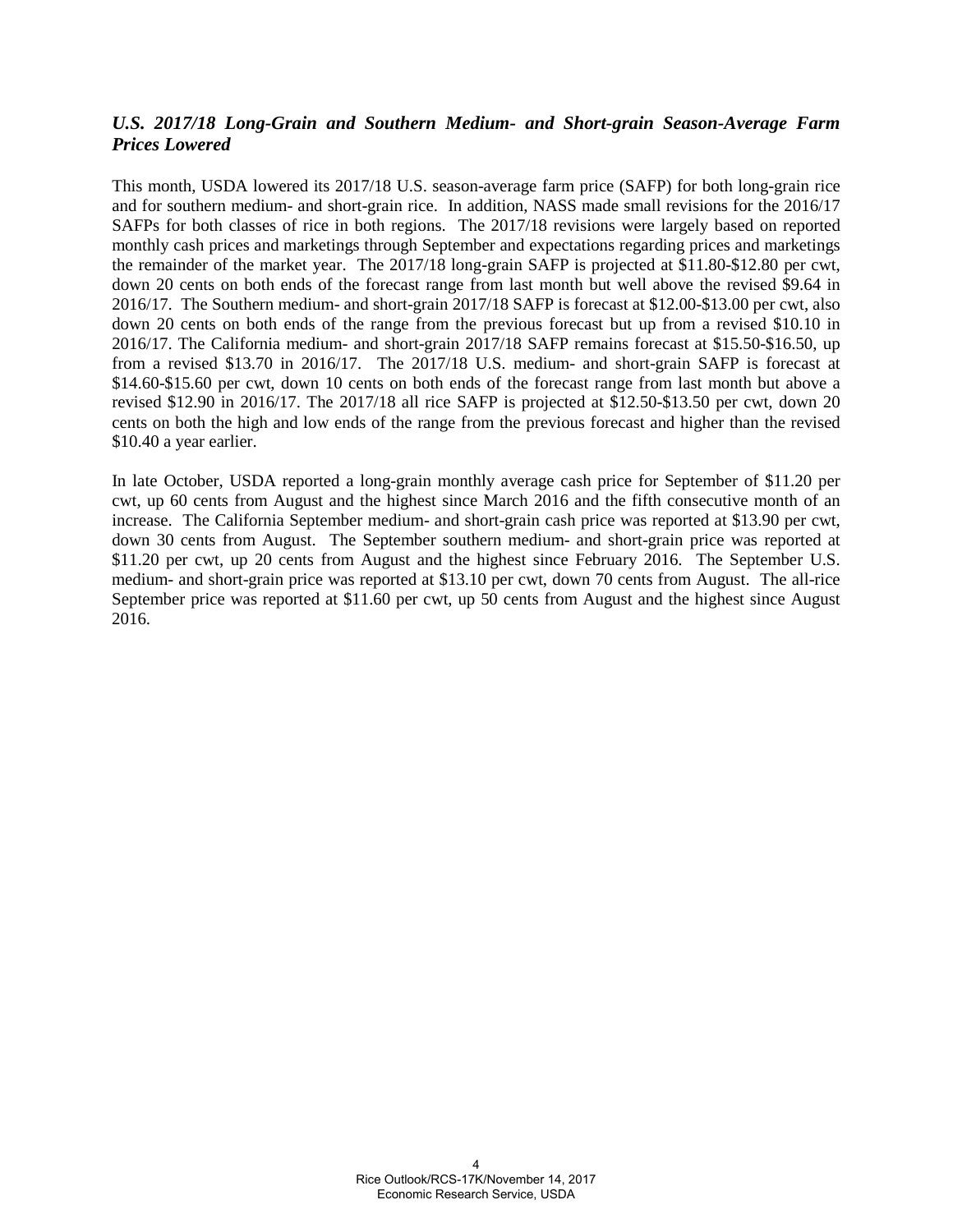### *U.S. 2017/18 Long-Grain and Southern Medium- and Short-grain Season-Average Farm Prices Lowered*

This month, USDA lowered its 2017/18 U.S. season-average farm price (SAFP) for both long-grain rice and for southern medium- and short-grain rice. In addition, NASS made small revisions for the 2016/17 SAFPs for both classes of rice in both regions. The 2017/18 revisions were largely based on reported monthly cash prices and marketings through September and expectations regarding prices and marketings the remainder of the market year. The 2017/18 long-grain SAFP is projected at $11.80-$12.80 per cwt, down 20 cents on both ends of the forecast range from last month but well above the revised $9.64 in 2016/17. The Southern medium- and short-grain 2017/18 SAFP is forecast at $12.00-$13.00 per cwt, also down 20 cents on both ends of the range from the previous forecast but up from a revised $10.10 in 2016/17. The California medium- and short-grain 2017/18 SAFP remains forecast at $15.50-$16.50, up from a revised $13.70 in 2016/17. The 2017/18 U.S. medium- and short-grain SAFP is forecast at $14.60-$15.60 per cwt, down 10 cents on both ends of the forecast range from last month but above a revised $12.90 in 2016/17. The 2017/18 all rice SAFP is projected at $12.50-$13.50 per cwt, down 20 cents on both the high and low ends of the range from the previous forecast and higher than the revised $10.40 a year earlier.

In late October, USDA reported a long-grain monthly average cash price for September of $11.20 per cwt, up 60 cents from August and the highest since March 2016 and the fifth consecutive month of an increase. The California September medium- and short-grain cash price was reported at $13.90 per cwt, down 30 cents from August. The September southern medium- and short-grain price was reported at $11.20 per cwt, up 20 cents from August and the highest since February 2016. The September U.S. medium- and short-grain price was reported at $13.10 per cwt, down 70 cents from August. The all-rice September price was reported at $11.60 per cwt, up 50 cents from August and the highest since August 2016.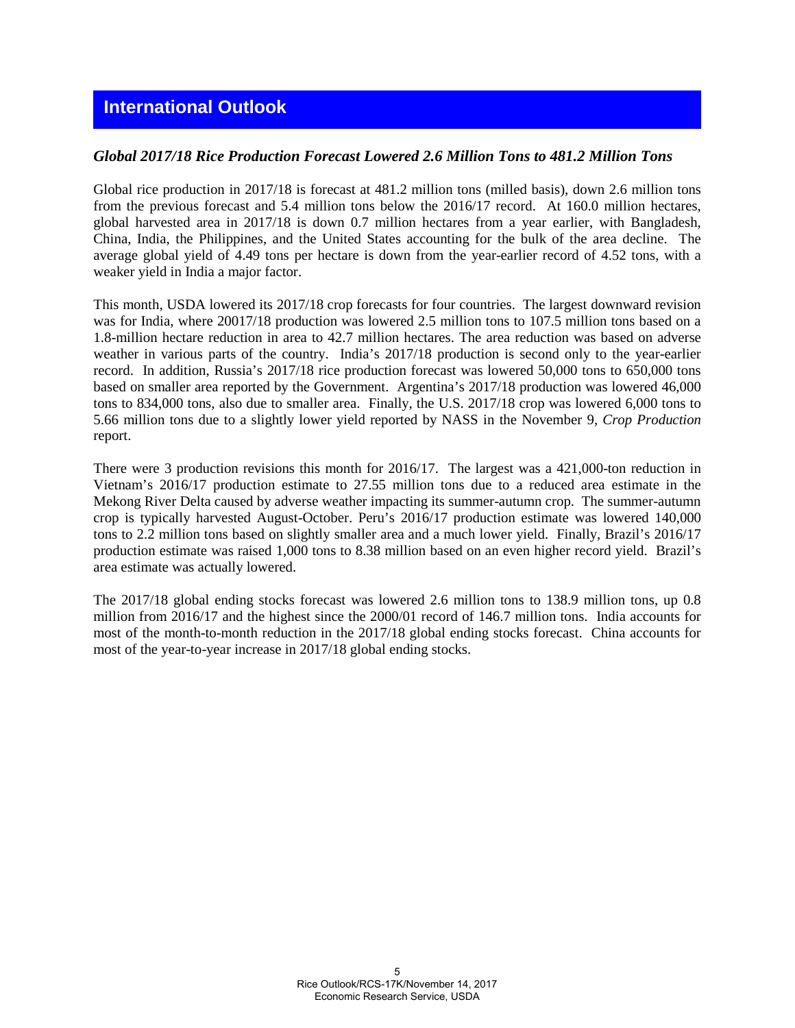## International Outlook

### *Global 2017/18 Rice Production Forecast Lowered 2.6 Million Tons to 481.2 Million Tons*

Global rice production in 2017/18 is forecast at 481.2 million tons (milled basis), down 2.6 million tons from the previous forecast and 5.4 million tons below the 2016/17 record. At 160.0 million hectares, global harvested area in 2017/18 is down 0.7 million hectares from a year earlier, with Bangladesh, China, India, the Philippines, and the United States accounting for the bulk of the area decline. The average global yield of 4.49 tons per hectare is down from the year-earlier record of 4.52 tons, with a weaker yield in India a major factor.

This month, USDA lowered its 2017/18 crop forecasts for four countries. The largest downward revision was for India, where 20017/18 production was lowered 2.5 million tons to 107.5 million tons based on a 1.8-million hectare reduction in area to 42.7 million hectares. The area reduction was based on adverse weather in various parts of the country. India's 2017/18 production is second only to the year-earlier record. In addition, Russia's 2017/18 rice production forecast was lowered 50,000 tons to 650,000 tons based on smaller area reported by the Government. Argentina's 2017/18 production was lowered 46,000 tons to 834,000 tons, also due to smaller area. Finally, the U.S. 2017/18 crop was lowered 6,000 tons to 5.66 million tons due to a slightly lower yield reported by NASS in the November 9, *Crop Production* report.

There were 3 production revisions this month for 2016/17. The largest was a 421,000-ton reduction in Vietnam's 2016/17 production estimate to 27.55 million tons due to a reduced area estimate in the Mekong River Delta caused by adverse weather impacting its summer-autumn crop. The summer-autumn crop is typically harvested August-October. Peru's 2016/17 production estimate was lowered 140,000 tons to 2.2 million tons based on slightly smaller area and a much lower yield. Finally, Brazil's 2016/17 production estimate was raised 1,000 tons to 8.38 million based on an even higher record yield. Brazil's area estimate was actually lowered.

The 2017/18 global ending stocks forecast was lowered 2.6 million tons to 138.9 million tons, up 0.8 million from 2016/17 and the highest since the 2000/01 record of 146.7 million tons. India accounts for most of the month-to-month reduction in the 2017/18 global ending stocks forecast. China accounts for most of the year-to-year increase in 2017/18 global ending stocks.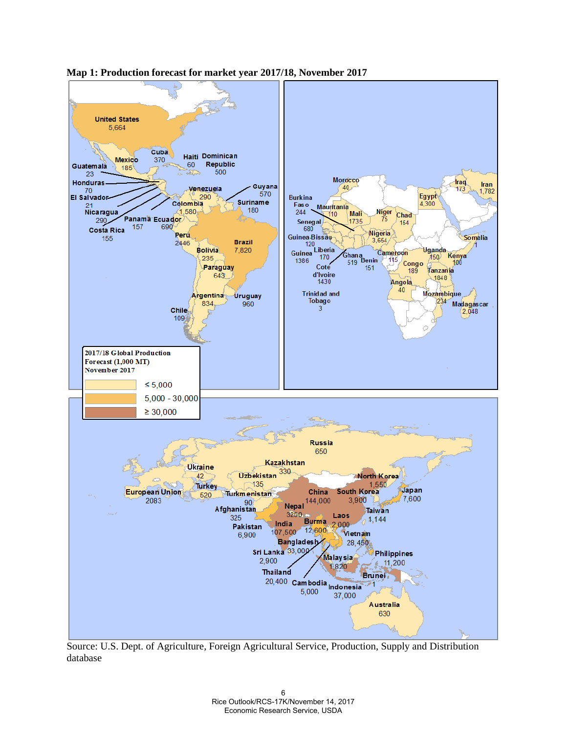**Map 1: Production forecast for market year 2017/18, November 2017**

2017/18 Global Production Forecast (1,000 MT) November 2017

- ≤ 5,000
- 5,000 - 30,000
- ≥ 30,000

United States 5,664; Mexico 185; Cuba 370; Haiti 60; Dominican Republic 500; Guatemala 23; Honduras 70; El Salvador 21; Nicaragua 290; Costa Rica 155; Panama 157; Ecuador 690; Colombia 1,580; Venezuela 290; Guyana 570; Suriname 180; Peru 2446; Brazil 7,820; Bolivia 235; Paraguay 643; Argentina 834; Uruguay 960; Chile 109

Morocco 40; Burkina Faso 244; Mauritania 110; Mali 1735; Niger 75; Chad 164; Senegal 680; Guinea-Bissau 120; Guinea 1386; Liberia 170; Ghana 519; Benin 151; Nigeria 3,654; Cameroon 115; Cote d'Ivoire 1430; Trinidad and Tobago 3; Egypt 4,300; Iraq 173; Iran 1,782; Somalia 1; Uganda 150; Kenya 100; Congo 189; Tanzania 1848; Angola 40; Mozambique 234; Madagascar 2,048

Russia 650; Ukraine 42; Kazakhstan 330; Uzbekistan 135; Turkey 520; European Union 2083; Turkmenistan 90; Afghanistan 325; Pakistan 6,900; Nepal 3250; India 107,500; Sri Lanka 2,900; Bangladesh 33,000; China 144,000; North Korea 1,550; South Korea 3,900; Japan 7,600; Taiwan 1,144; Laos 2,000; Burma 12,600; Vietnam 28,450; Thailand 20,400; Cambodia 5,000; Malaysia 1,820; Philippines 11,200; Brunei 1; Indonesia 37,000; Australia 630

Source: U.S. Dept. of Agriculture, Foreign Agricultural Service, Production, Supply and Distribution database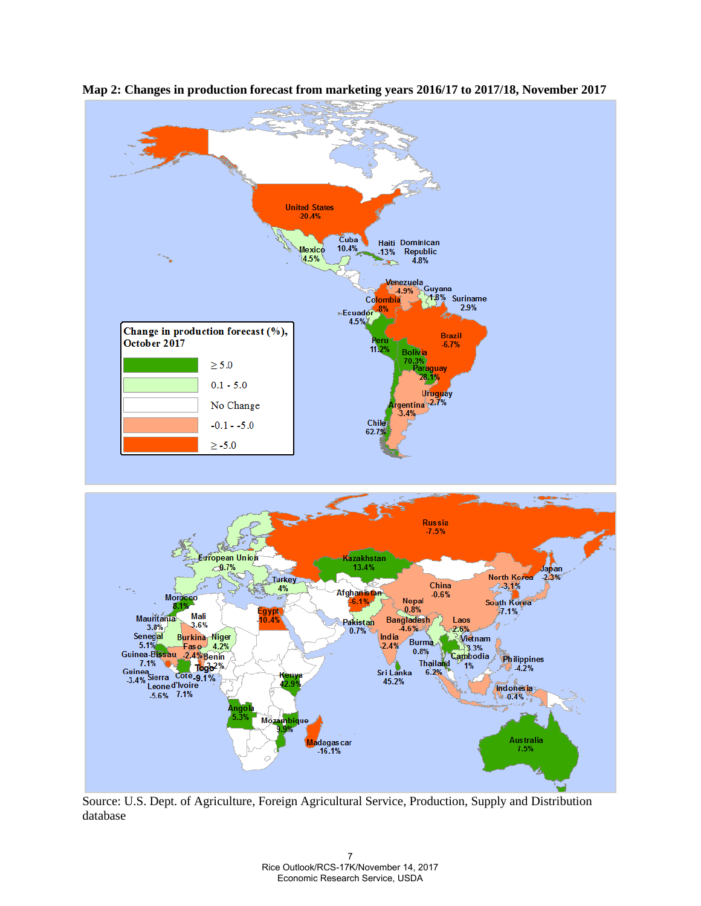**Map 2: Changes in production forecast from marketing years 2016/17 to 2017/18, November 2017**

**Change in production forecast (%), October 2017**

| Legend | |
|---|---|
| ≥ 5.0 | |
| 0.1 - 5.0 | |
| No Change | |
| -0.1 - -5.0 | |
| ≥ -5.0 | |

United States -20.4%; Mexico 4.5%; Cuba 10.4%; Haiti -13%; Dominican Republic 4.8%; Venezuela -4.9%; Guyana 1.8%; Suriname 2.9%; Colombia -8%; Ecuador 4.5%; Peru 11.2%; Brazil -6.7%; Bolivia 70.3%; Paraguay 28.1%; Uruguay -2.7%; Argentina -3.4%; Chile 62.7%

Russia -7.5%; European Union 0.7%; Kazakhstan 13.4%; Turkey 4%; Morocco 8.1%; Mauritania 3.8%; Mali 3.6%; Senegal 5.1%; Burkina Faso -2.4%; Niger 4.2%; Guinea-Bissau 7.1%; Benin 3.2%; Togo -9.1%; Guinea -3.4%; Sierra Leone -5.6%; Cote d'Ivoire 7.1%; Egypt -10.4%; Kenya 42.9%; Angola 5.3%; Mozambique 9.9%; Madagascar -16.1%; Afghanistan -6.1%; Pakistan 0.7%; Nepal 0.8%; India -2.4%; Sri Lanka 45.2%; Bangladesh -4.6%; China -0.6%; North Korea -3.1%; South Korea -7.1%; Japan -2.3%; Laos 2.6%; Burma 0.8%; Vietnam 3.3%; Thailand 6.2%; Cambodia 1%; Philippines -4.2%; Indonesia -0.4%; Australia 7.5%

Source: U.S. Dept. of Agriculture, Foreign Agricultural Service, Production, Supply and Distribution database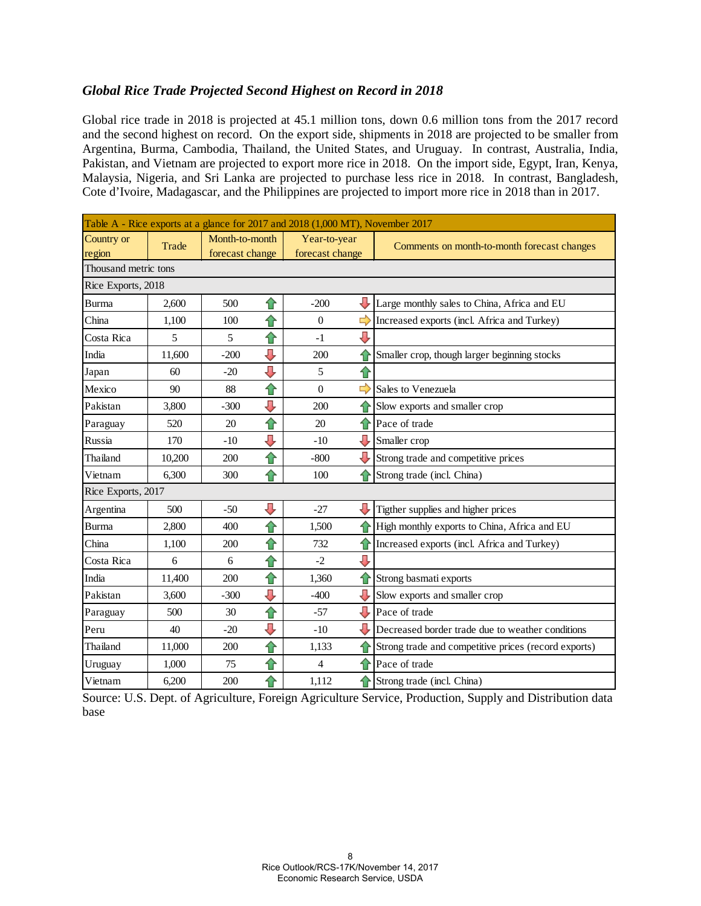### *Global Rice Trade Projected Second Highest on Record in 2018*

Global rice trade in 2018 is projected at 45.1 million tons, down 0.6 million tons from the 2017 record and the second highest on record. On the export side, shipments in 2018 are projected to be smaller from Argentina, Burma, Cambodia, Thailand, the United States, and Uruguay. In contrast, Australia, India, Pakistan, and Vietnam are projected to export more rice in 2018. On the import side, Egypt, Iran, Kenya, Malaysia, Nigeria, and Sri Lanka are projected to purchase less rice in 2018. In contrast, Bangladesh, Cote d'Ivoire, Madagascar, and the Philippines are projected to import more rice in 2018 than in 2017.

| Table A - Rice exports at a glance for 2017 and 2018 (1,000 MT), November 2017 | | | | | | |
|---|---|---|---|---|---|---|
| Country or region | Trade | Month-to-month forecast change | | Year-to-year forecast change | | Comments on month-to-month forecast changes |
| Thousand metric tons | | | | | | |
| Rice Exports, 2018 | | | | | | |
| Burma | 2,600 | 500 | ↑ | -200 | ↓ | Large monthly sales to China, Africa and EU |
| China | 1,100 | 100 | ↑ | 0 | ⇒ | Increased exports (incl. Africa and Turkey) |
| Costa Rica | 5 | 5 | ↑ | -1 | ↓ | |
| India | 11,600 | -200 | ↓ | 200 | ↑ | Smaller crop, though larger beginning stocks |
| Japan | 60 | -20 | ↓ | 5 | ↑ | |
| Mexico | 90 | 88 | ↑ | 0 | ⇒ | Sales to Venezuela |
| Pakistan | 3,800 | -300 | ↓ | 200 | ↑ | Slow exports and smaller crop |
| Paraguay | 520 | 20 | ↑ | 20 | ↑ | Pace of trade |
| Russia | 170 | -10 | ↓ | -10 | ↓ | Smaller crop |
| Thailand | 10,200 | 200 | ↑ | -800 | ↓ | Strong trade and competitive prices |
| Vietnam | 6,300 | 300 | ↑ | 100 | ↑ | Strong trade (incl. China) |
| Rice Exports, 2017 | | | | | | |
| Argentina | 500 | -50 | ↓ | -27 | ↓ | Tigther supplies and higher prices |
| Burma | 2,800 | 400 | ↑ | 1,500 | ↑ | High monthly exports to China, Africa and EU |
| China | 1,100 | 200 | ↑ | 732 | ↑ | Increased exports (incl. Africa and Turkey) |
| Costa Rica | 6 | 6 | ↑ | -2 | ↓ | |
| India | 11,400 | 200 | ↑ | 1,360 | ↑ | Strong basmati exports |
| Pakistan | 3,600 | -300 | ↓ | -400 | ↓ | Slow exports and smaller crop |
| Paraguay | 500 | 30 | ↑ | -57 | ↓ | Pace of trade |
| Peru | 40 | -20 | ↓ | -10 | ↓ | Decreased border trade due to weather conditions |
| Thailand | 11,000 | 200 | ↑ | 1,133 | ↑ | Strong trade and competitive prices (record exports) |
| Uruguay | 1,000 | 75 | ↑ | 4 | ↑ | Pace of trade |
| Vietnam | 6,200 | 200 | ↑ | 1,112 | ↑ | Strong trade (incl. China) |

Source: U.S. Dept. of Agriculture, Foreign Agriculture Service, Production, Supply and Distribution data base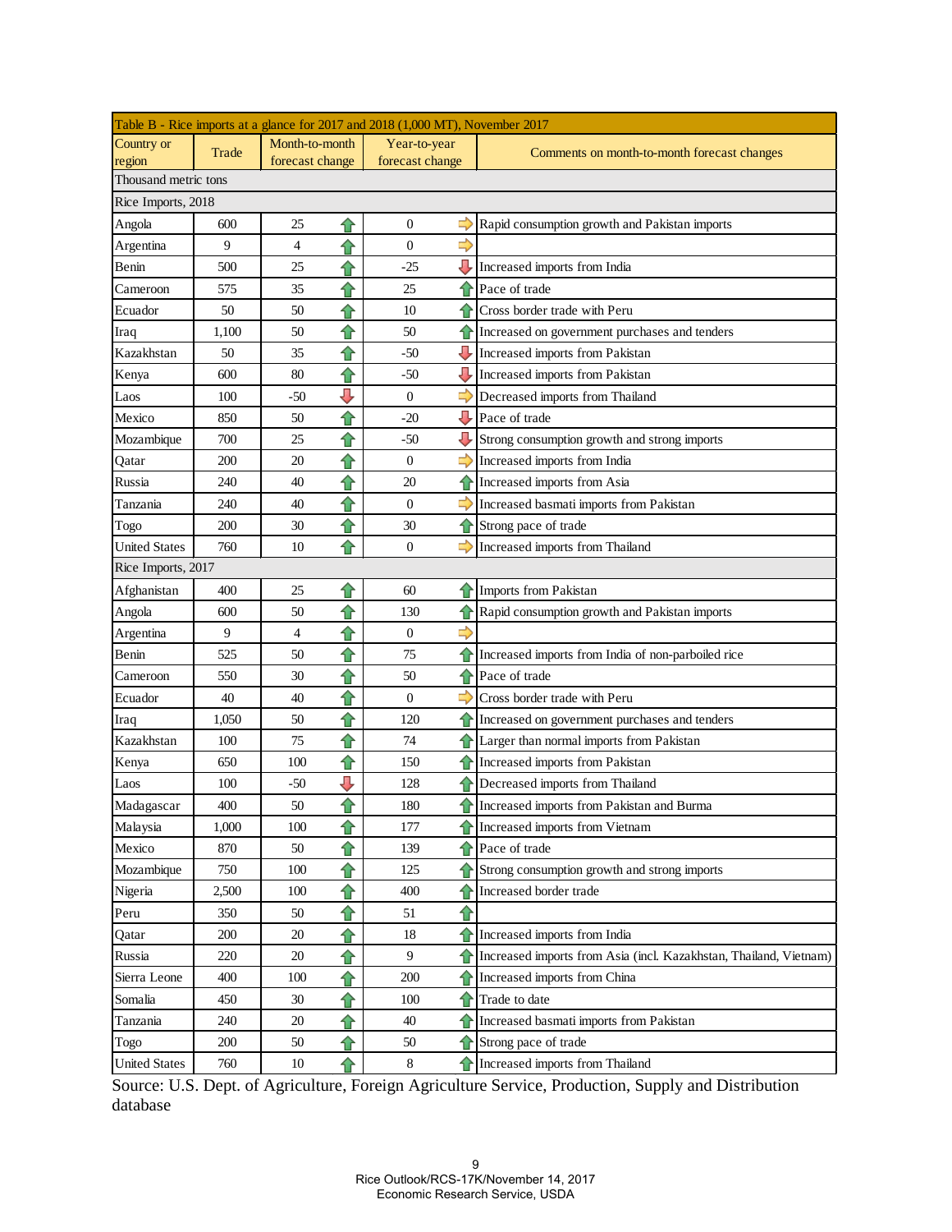| Table B - Rice imports at a glance for 2017 and 2018 (1,000 MT), November 2017 | | | | |
|---|---|---|---|---|
| Country or region | Trade | Month-to-month forecast change | Year-to-year forecast change | Comments on month-to-month forecast changes |
| Thousand metric tons | | | | |
| Rice Imports, 2018 | | | | |
| Angola | 600 | 25 ↑ | 0 ⇒ | Rapid consumption growth and Pakistan imports |
| Argentina | 9 | 4 ↑ | 0 ⇒ | |
| Benin | 500 | 25 ↑ | -25 ↓ | Increased imports from India |
| Cameroon | 575 | 35 ↑ | 25 ↑ | Pace of trade |
| Ecuador | 50 | 50 ↑ | 10 ↑ | Cross border trade with Peru |
| Iraq | 1,100 | 50 ↑ | 50 ↑ | Increased on government purchases and tenders |
| Kazakhstan | 50 | 35 ↑ | -50 ↓ | Increased imports from Pakistan |
| Kenya | 600 | 80 ↑ | -50 ↓ | Increased imports from Pakistan |
| Laos | 100 | -50 ↓ | 0 ⇒ | Decreased imports from Thailand |
| Mexico | 850 | 50 ↑ | -20 ↓ | Pace of trade |
| Mozambique | 700 | 25 ↑ | -50 ↓ | Strong consumption growth and strong imports |
| Qatar | 200 | 20 ↑ | 0 ⇒ | Increased imports from India |
| Russia | 240 | 40 ↑ | 20 ↑ | Increased imports from Asia |
| Tanzania | 240 | 40 ↑ | 0 ⇒ | Increased basmati imports from Pakistan |
| Togo | 200 | 30 ↑ | 30 ↑ | Strong pace of trade |
| United States | 760 | 10 ↑ | 0 ⇒ | Increased imports from Thailand |
| Rice Imports, 2017 | | | | |
| Afghanistan | 400 | 25 ↑ | 60 ↑ | Imports from Pakistan |
| Angola | 600 | 50 ↑ | 130 ↑ | Rapid consumption growth and Pakistan imports |
| Argentina | 9 | 4 ↑ | 0 ⇒ | |
| Benin | 525 | 50 ↑ | 75 ↑ | Increased imports from India of non-parboiled rice |
| Cameroon | 550 | 30 ↑ | 50 ↑ | Pace of trade |
| Ecuador | 40 | 40 ↑ | 0 ⇒ | Cross border trade with Peru |
| Iraq | 1,050 | 50 ↑ | 120 ↑ | Increased on government purchases and tenders |
| Kazakhstan | 100 | 75 ↑ | 74 ↑ | Larger than normal imports from Pakistan |
| Kenya | 650 | 100 ↑ | 150 ↑ | Increased imports from Pakistan |
| Laos | 100 | -50 ↓ | 128 ↑ | Decreased imports from Thailand |
| Madagascar | 400 | 50 ↑ | 180 ↑ | Increased imports from Pakistan and Burma |
| Malaysia | 1,000 | 100 ↑ | 177 ↑ | Increased imports from Vietnam |
| Mexico | 870 | 50 ↑ | 139 ↑ | Pace of trade |
| Mozambique | 750 | 100 ↑ | 125 ↑ | Strong consumption growth and strong imports |
| Nigeria | 2,500 | 100 ↑ | 400 ↑ | Increased border trade |
| Peru | 350 | 50 ↑ | 51 ↑ | |
| Qatar | 200 | 20 ↑ | 18 ↑ | Increased imports from India |
| Russia | 220 | 20 ↑ | 9 ↑ | Increased imports from Asia (incl. Kazakhstan, Thailand, Vietnam) |
| Sierra Leone | 400 | 100 ↑ | 200 ↑ | Increased imports from China |
| Somalia | 450 | 30 ↑ | 100 ↑ | Trade to date |
| Tanzania | 240 | 20 ↑ | 40 ↑ | Increased basmati imports from Pakistan |
| Togo | 200 | 50 ↑ | 50 ↑ | Strong pace of trade |
| United States | 760 | 10 ↑ | 8 ↑ | Increased imports from Thailand |

Source: U.S. Dept. of Agriculture, Foreign Agriculture Service, Production, Supply and Distribution database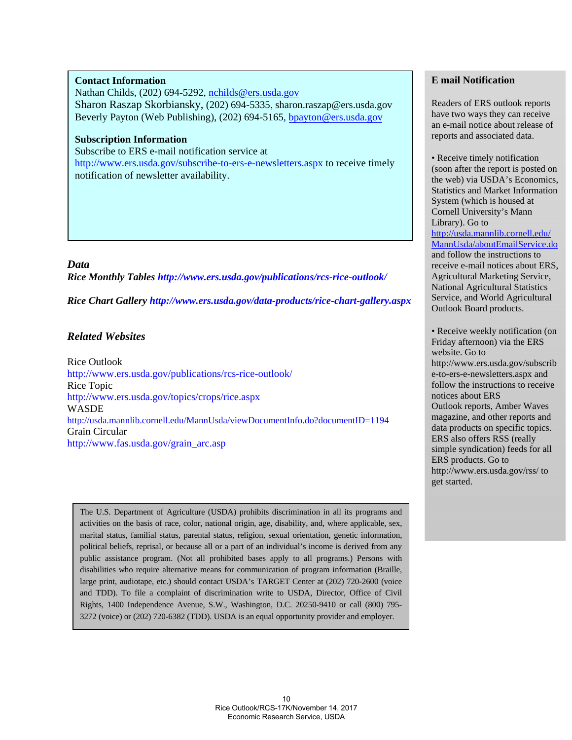**Contact Information**

Nathan Childs, (202) 694-5292, nchilds@ers.usda.gov
Sharon Raszap Skorbiansky, (202) 694-5335, sharon.raszap@ers.usda.gov
Beverly Payton (Web Publishing), (202) 694-5165, bpayton@ers.usda.gov

**Subscription Information**

Subscribe to ERS e-mail notification service at http://www.ers.usda.gov/subscribe-to-ers-e-newsletters.aspx to receive timely notification of newsletter availability.

***Data***

***Rice Monthly Tables*** ***http://www.ers.usda.gov/publications/rcs-rice-outlook/***

***Rice Chart Gallery*** ***http://www.ers.usda.gov/data-products/rice-chart-gallery.aspx***

***Related Websites***

Rice Outlook
http://www.ers.usda.gov/publications/rcs-rice-outlook/
Rice Topic
http://www.ers.usda.gov/topics/crops/rice.aspx
WASDE
http://usda.mannlib.cornell.edu/MannUsda/viewDocumentInfo.do?documentID=1194
Grain Circular
http://www.fas.usda.gov/grain_arc.asp

**E mail Notification**

Readers of ERS outlook reports have two ways they can receive an e-mail notice about release of reports and associated data.

• Receive timely notification (soon after the report is posted on the web) via USDA's Economics, Statistics and Market Information System (which is housed at Cornell University's Mann Library). Go to http://usda.mannlib.cornell.edu/MannUsda/aboutEmailService.do and follow the instructions to receive e-mail notices about ERS, Agricultural Marketing Service, National Agricultural Statistics Service, and World Agricultural Outlook Board products.

• Receive weekly notification (on Friday afternoon) via the ERS website. Go to http://www.ers.usda.gov/subscribe-to-ers-e-newsletters.aspx and follow the instructions to receive notices about ERS Outlook reports, Amber Waves magazine, and other reports and data products on specific topics. ERS also offers RSS (really simple syndication) feeds for all ERS products. Go to http://www.ers.usda.gov/rss/ to get started.

The U.S. Department of Agriculture (USDA) prohibits discrimination in all its programs and activities on the basis of race, color, national origin, age, disability, and, where applicable, sex, marital status, familial status, parental status, religion, sexual orientation, genetic information, political beliefs, reprisal, or because all or a part of an individual's income is derived from any public assistance program. (Not all prohibited bases apply to all programs.) Persons with disabilities who require alternative means for communication of program information (Braille, large print, audiotape, etc.) should contact USDA's TARGET Center at (202) 720-2600 (voice and TDD). To file a complaint of discrimination write to USDA, Director, Office of Civil Rights, 1400 Independence Avenue, S.W., Washington, D.C. 20250-9410 or call (800) 795-3272 (voice) or (202) 720-6382 (TDD). USDA is an equal opportunity provider and employer.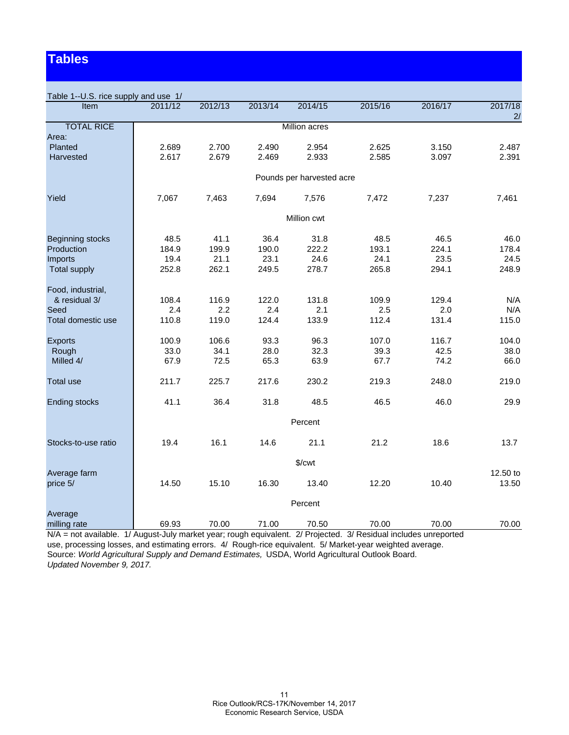# Tables

Table 1--U.S. rice supply and use 1/

| Item | 2011/12 | 2012/13 | 2013/14 | 2014/15 | 2015/16 | 2016/17 | 2017/18 2/ |
|---|---|---|---|---|---|---|---|
| TOTAL RICE | | | | Million acres | | | |
| Area: | | | | | | | |
| Planted | 2.689 | 2.700 | 2.490 | 2.954 | 2.625 | 3.150 | 2.487 |
| Harvested | 2.617 | 2.679 | 2.469 | 2.933 | 2.585 | 3.097 | 2.391 |
| | | | | Pounds per harvested acre | | | |
| Yield | 7,067 | 7,463 | 7,694 | 7,576 | 7,472 | 7,237 | 7,461 |
| | | | | Million cwt | | | |
| Beginning stocks | 48.5 | 41.1 | 36.4 | 31.8 | 48.5 | 46.5 | 46.0 |
| Production | 184.9 | 199.9 | 190.0 | 222.2 | 193.1 | 224.1 | 178.4 |
| Imports | 19.4 | 21.1 | 23.1 | 24.6 | 24.1 | 23.5 | 24.5 |
| Total supply | 252.8 | 262.1 | 249.5 | 278.7 | 265.8 | 294.1 | 248.9 |
| Food, industrial, & residual 3/ | 108.4 | 116.9 | 122.0 | 131.8 | 109.9 | 129.4 | N/A |
| Seed | 2.4 | 2.2 | 2.4 | 2.1 | 2.5 | 2.0 | N/A |
| Total domestic use | 110.8 | 119.0 | 124.4 | 133.9 | 112.4 | 131.4 | 115.0 |
| Exports | 100.9 | 106.6 | 93.3 | 96.3 | 107.0 | 116.7 | 104.0 |
| Rough | 33.0 | 34.1 | 28.0 | 32.3 | 39.3 | 42.5 | 38.0 |
| Milled 4/ | 67.9 | 72.5 | 65.3 | 63.9 | 67.7 | 74.2 | 66.0 |
| Total use | 211.7 | 225.7 | 217.6 | 230.2 | 219.3 | 248.0 | 219.0 |
| Ending stocks | 41.1 | 36.4 | 31.8 | 48.5 | 46.5 | 46.0 | 29.9 |
| | | | | Percent | | | |
| Stocks-to-use ratio | 19.4 | 16.1 | 14.6 | 21.1 | 21.2 | 18.6 | 13.7 |
| | | | | $/cwt | | | |
| Average farm price 5/ | 14.50 | 15.10 | 16.30 | 13.40 | 12.20 | 10.40 | 12.50 to 13.50 |
| | | | | Percent | | | |
| Average milling rate | 69.93 | 70.00 | 71.00 | 70.50 | 70.00 | 70.00 | 70.00 |

N/A = not available. 1/ August-July market year; rough equivalent. 2/ Projected. 3/ Residual includes unreported use, processing losses, and estimating errors. 4/ Rough-rice equivalent. 5/ Market-year weighted average.
Source: *World Agricultural Supply and Demand Estimates,* USDA, World Agricultural Outlook Board.
*Updated November 9, 2017.*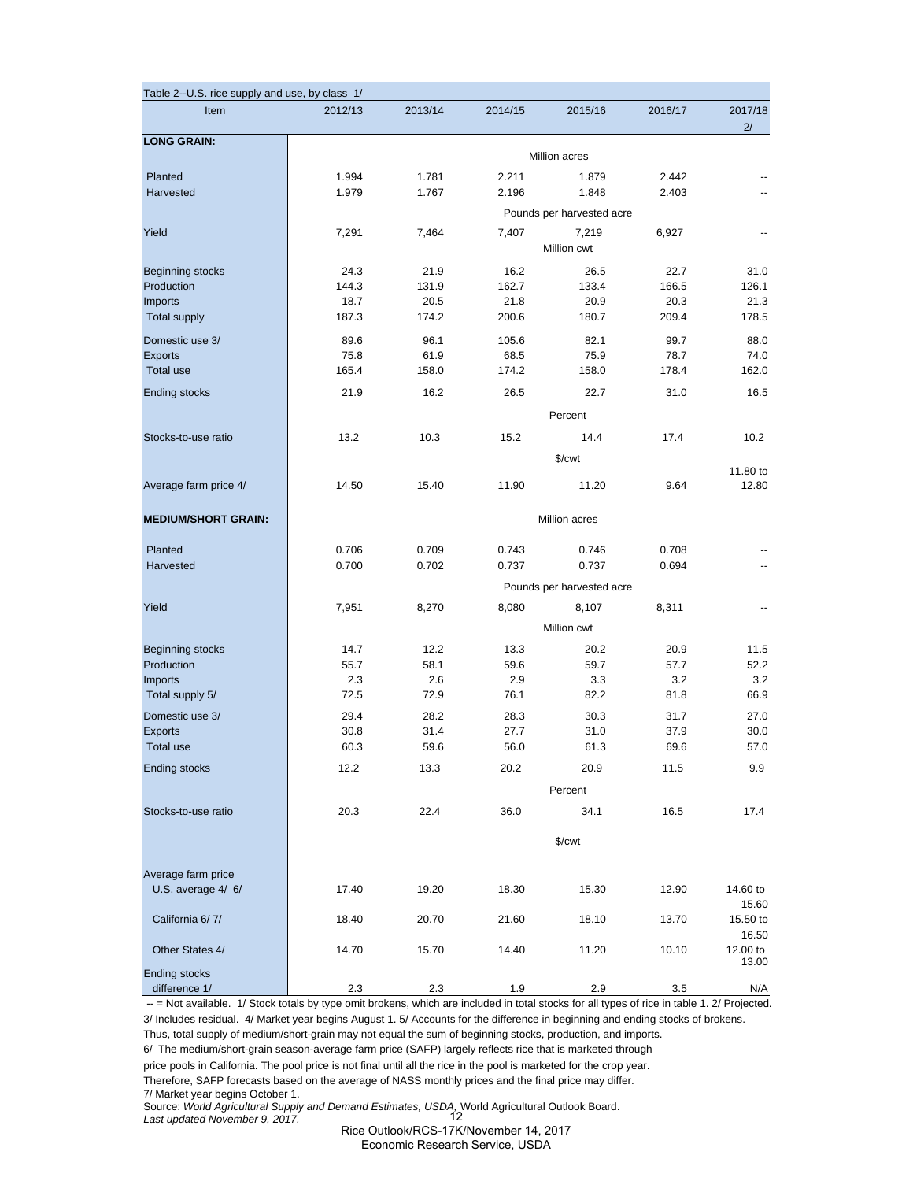Table 2--U.S. rice supply and use, by class 1/

| Item | 2012/13 | 2013/14 | 2014/15 | 2015/16 | 2016/17 | 2017/18 2/ |
|---|---|---|---|---|---|---|
| **LONG GRAIN:** | | | | | | |
| | Million acres | | | | | |
| Planted | 1.994 | 1.781 | 2.211 | 1.879 | 2.442 | -- |
| Harvested | 1.979 | 1.767 | 2.196 | 1.848 | 2.403 | -- |
| | Pounds per harvested acre | | | | | |
| Yield | 7,291 | 7,464 | 7,407 | 7,219 | 6,927 | -- |
| | Million cwt | | | | | |
| Beginning stocks | 24.3 | 21.9 | 16.2 | 26.5 | 22.7 | 31.0 |
| Production | 144.3 | 131.9 | 162.7 | 133.4 | 166.5 | 126.1 |
| Imports | 18.7 | 20.5 | 21.8 | 20.9 | 20.3 | 21.3 |
| Total supply | 187.3 | 174.2 | 200.6 | 180.7 | 209.4 | 178.5 |
| Domestic use 3/ | 89.6 | 96.1 | 105.6 | 82.1 | 99.7 | 88.0 |
| Exports | 75.8 | 61.9 | 68.5 | 75.9 | 78.7 | 74.0 |
| Total use | 165.4 | 158.0 | 174.2 | 158.0 | 178.4 | 162.0 |
| Ending stocks | 21.9 | 16.2 | 26.5 | 22.7 | 31.0 | 16.5 |
| | Percent | | | | | |
| Stocks-to-use ratio | 13.2 | 10.3 | 15.2 | 14.4 | 17.4 | 10.2 |
| | $/cwt | | | | | |
| Average farm price 4/ | 14.50 | 15.40 | 11.90 | 11.20 | 9.64 | 11.80 to 12.80 |
| **MEDIUM/SHORT GRAIN:** | | | | | | |
| | Million acres | | | | | |
| Planted | 0.706 | 0.709 | 0.743 | 0.746 | 0.708 | -- |
| Harvested | 0.700 | 0.702 | 0.737 | 0.737 | 0.694 | -- |
| | Pounds per harvested acre | | | | | |
| Yield | 7,951 | 8,270 | 8,080 | 8,107 | 8,311 | -- |
| | Million cwt | | | | | |
| Beginning stocks | 14.7 | 12.2 | 13.3 | 20.2 | 20.9 | 11.5 |
| Production | 55.7 | 58.1 | 59.6 | 59.7 | 57.7 | 52.2 |
| Imports | 2.3 | 2.6 | 2.9 | 3.3 | 3.2 | 3.2 |
| Total supply 5/ | 72.5 | 72.9 | 76.1 | 82.2 | 81.8 | 66.9 |
| Domestic use 3/ | 29.4 | 28.2 | 28.3 | 30.3 | 31.7 | 27.0 |
| Exports | 30.8 | 31.4 | 27.7 | 31.0 | 37.9 | 30.0 |
| Total use | 60.3 | 59.6 | 56.0 | 61.3 | 69.6 | 57.0 |
| Ending stocks | 12.2 | 13.3 | 20.2 | 20.9 | 11.5 | 9.9 |
| | Percent | | | | | |
| Stocks-to-use ratio | 20.3 | 22.4 | 36.0 | 34.1 | 16.5 | 17.4 |
| | $/cwt | | | | | |
| Average farm price | | | | | | |
| U.S. average 4/ 6/ | 17.40 | 19.20 | 18.30 | 15.30 | 12.90 | 14.60 to 15.60 |
| California 6/ 7/ | 18.40 | 20.70 | 21.60 | 18.10 | 13.70 | 15.50 to 16.50 |
| Other States 4/ | 14.70 | 15.70 | 14.40 | 11.20 | 10.10 | 12.00 to 13.00 |
| Ending stocks difference 1/ | 2.3 | 2.3 | 1.9 | 2.9 | 3.5 | N/A |

-- = Not available. 1/ Stock totals by type omit brokens, which are included in total stocks for all types of rice in table 1. 2/ Projected.
3/ Includes residual. 4/ Market year begins August 1. 5/ Accounts for the difference in beginning and ending stocks of brokens.
Thus, total supply of medium/short-grain may not equal the sum of beginning stocks, production, and imports.
6/ The medium/short-grain season-average farm price (SAFP) largely reflects rice that is marketed through
price pools in California. The pool price is not final until all the rice in the pool is marketed for the crop year.
Therefore, SAFP forecasts based on the average of NASS monthly prices and the final price may differ.
7/ Market year begins October 1.
Source: *World Agricultural Supply and Demand Estimates, USDA*, World Agricultural Outlook Board.
*Last updated November 9, 2017.*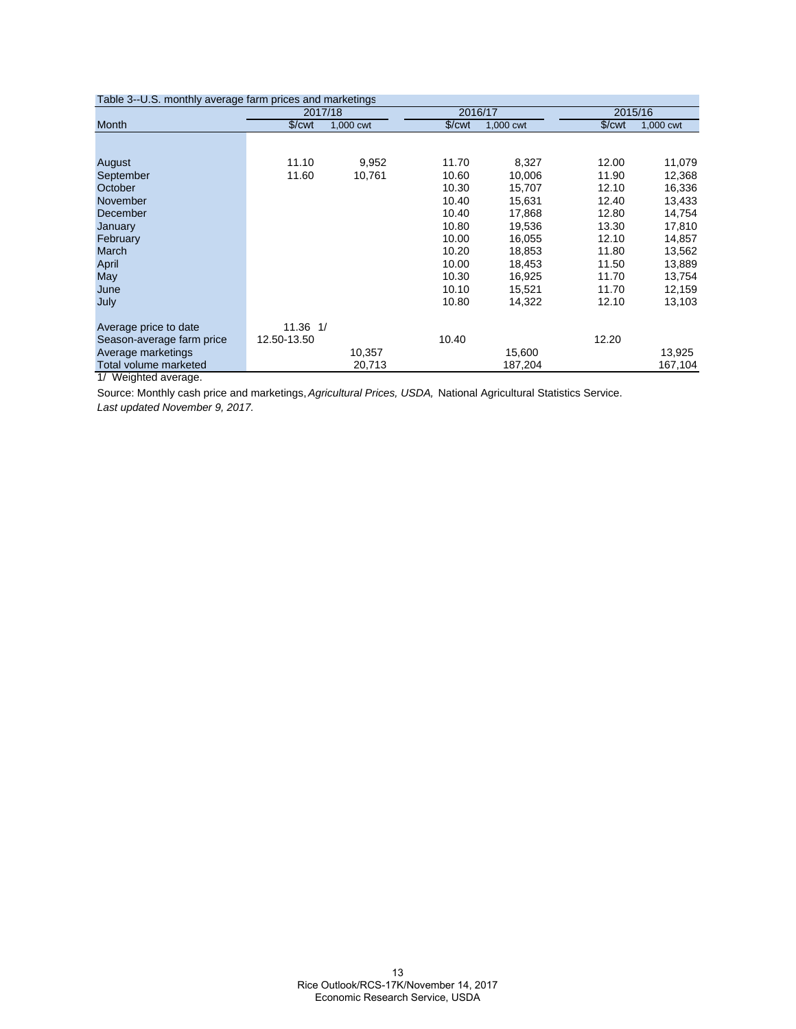Table 3--U.S. monthly average farm prices and marketings

| Month | 2017/18 | | 2016/17 | | 2015/16 | |
|---|---|---|---|---|---|---|
| | $/cwt | 1,000 cwt | $/cwt | 1,000 cwt | $/cwt | 1,000 cwt |
| August | 11.10 | 9,952 | 11.70 | 8,327 | 12.00 | 11,079 |
| September | 11.60 | 10,761 | 10.60 | 10,006 | 11.90 | 12,368 |
| October | | | 10.30 | 15,707 | 12.10 | 16,336 |
| November | | | 10.40 | 15,631 | 12.40 | 13,433 |
| December | | | 10.40 | 17,868 | 12.80 | 14,754 |
| January | | | 10.80 | 19,536 | 13.30 | 17,810 |
| February | | | 10.00 | 16,055 | 12.10 | 14,857 |
| March | | | 10.20 | 18,853 | 11.80 | 13,562 |
| April | | | 10.00 | 18,453 | 11.50 | 13,889 |
| May | | | 10.30 | 16,925 | 11.70 | 13,754 |
| June | | | 10.10 | 15,521 | 11.70 | 12,159 |
| July | | | 10.80 | 14,322 | 12.10 | 13,103 |
| Average price to date | 11.36 1/ | | | | | |
| Season-average farm price | 12.50-13.50 | | 10.40 | | 12.20 | |
| Average marketings | | 10,357 | | 15,600 | | 13,925 |
| Total volume marketed | | 20,713 | | 187,204 | | 167,104 |

1/ Weighted average.

Source: Monthly cash price and marketings, *Agricultural Prices, USDA,* National Agricultural Statistics Service.

*Last updated November 9, 2017.*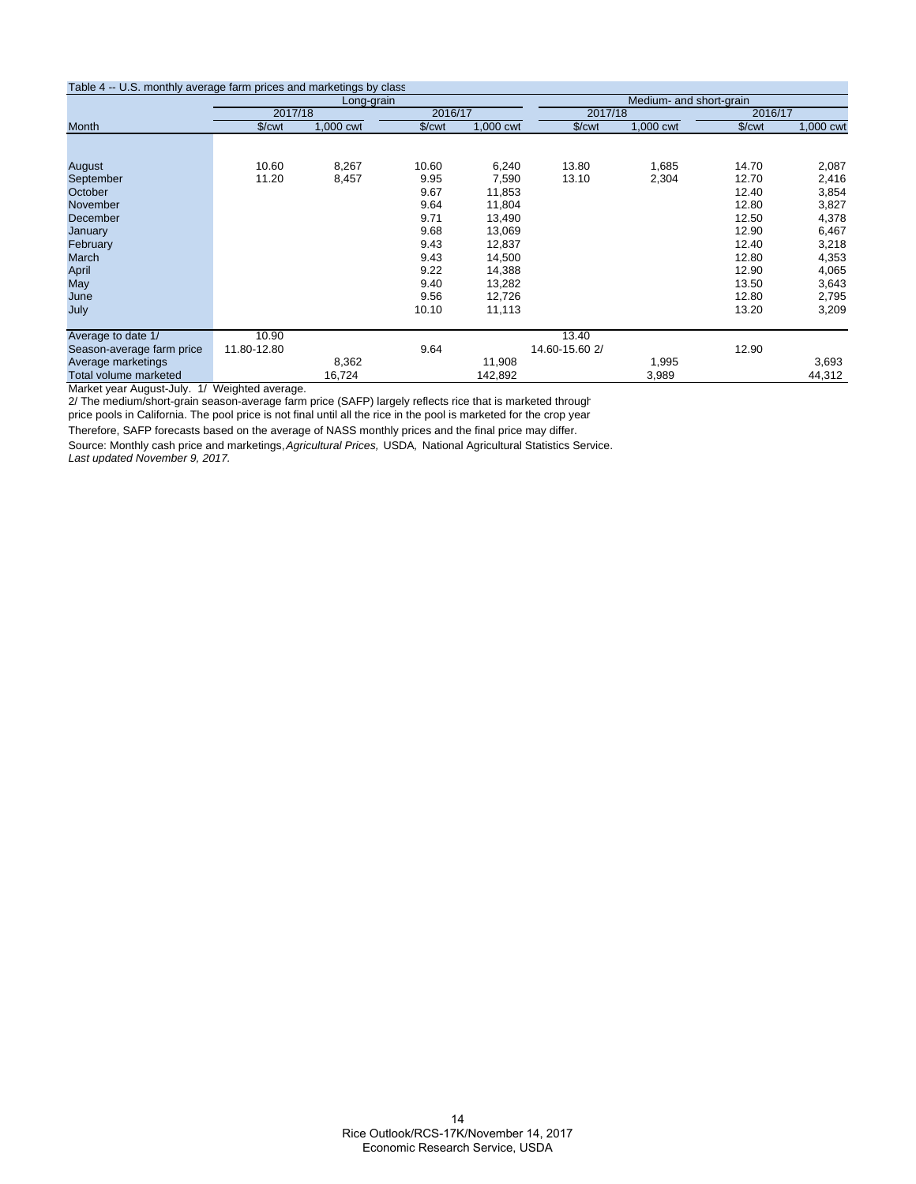Table 4 -- U.S. monthly average farm prices and marketings by class

| | Long-grain | | | | Medium- and short-grain | | | |
|---|---|---|---|---|---|---|---|---|
| | 2017/18 | | 2016/17 | | 2017/18 | | 2016/17 | |
| Month | $/cwt | 1,000 cwt | $/cwt | 1,000 cwt | $/cwt | 1,000 cwt | $/cwt | 1,000 cwt |
| August | 10.60 | 8,267 | 10.60 | 6,240 | 13.80 | 1,685 | 14.70 | 2,087 |
| September | 11.20 | 8,457 | 9.95 | 7,590 | 13.10 | 2,304 | 12.70 | 2,416 |
| October | | | 9.67 | 11,853 | | | 12.40 | 3,854 |
| November | | | 9.64 | 11,804 | | | 12.80 | 3,827 |
| December | | | 9.71 | 13,490 | | | 12.50 | 4,378 |
| January | | | 9.68 | 13,069 | | | 12.90 | 6,467 |
| February | | | 9.43 | 12,837 | | | 12.40 | 3,218 |
| March | | | 9.43 | 14,500 | | | 12.80 | 4,353 |
| April | | | 9.22 | 14,388 | | | 12.90 | 4,065 |
| May | | | 9.40 | 13,282 | | | 13.50 | 3,643 |
| June | | | 9.56 | 12,726 | | | 12.80 | 2,795 |
| July | | | 10.10 | 11,113 | | | 13.20 | 3,209 |
| Average to date 1/ | 10.90 | | | | 13.40 | | | |
| Season-average farm price | 11.80-12.80 | | 9.64 | | 14.60-15.60 2/ | | 12.90 | |
| Average marketings | | 8,362 | | 11,908 | | 1,995 | | 3,693 |
| Total volume marketed | | 16,724 | | 142,892 | | 3,989 | | 44,312 |

Market year August-July. 1/ Weighted average.

2/ The medium/short-grain season-average farm price (SAFP) largely reflects rice that is marketed through price pools in California. The pool price is not final until all the rice in the pool is marketed for the crop year. Therefore, SAFP forecasts based on the average of NASS monthly prices and the final price may differ.

Source: Monthly cash price and marketings, *Agricultural Prices,* USDA, National Agricultural Statistics Service.

*Last updated November 9, 2017.*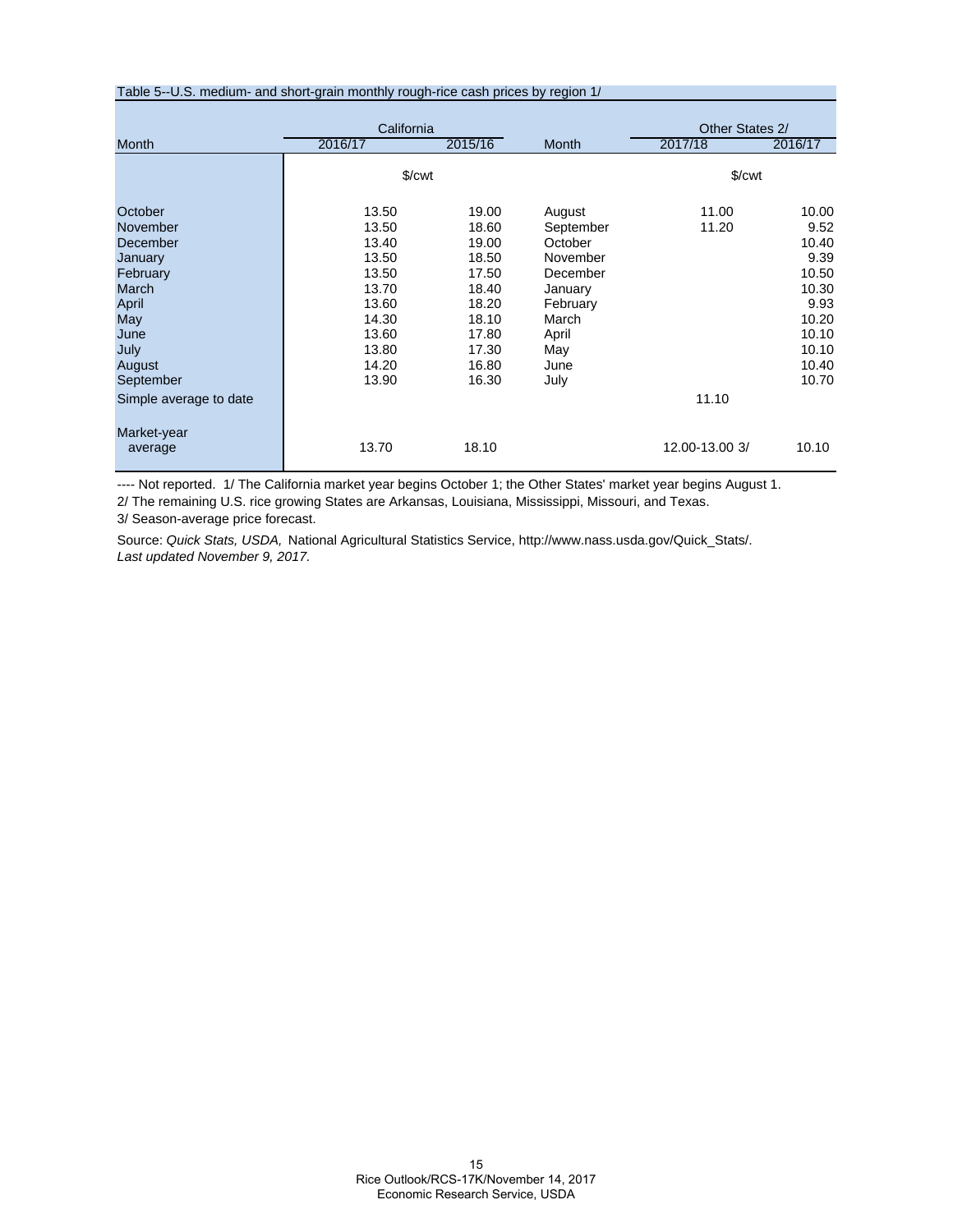Table 5--U.S. medium- and short-grain monthly rough-rice cash prices by region 1/

| Month | California 2016/17 | California 2015/16 | Month | Other States 2/ 2017/18 | Other States 2/ 2016/17 |
|---|---|---|---|---|---|
| | $/cwt | | | $/cwt | |
| October | 13.50 | 19.00 | August | 11.00 | 10.00 |
| November | 13.50 | 18.60 | September | 11.20 | 9.52 |
| December | 13.40 | 19.00 | October | | 10.40 |
| January | 13.50 | 18.50 | November | | 9.39 |
| February | 13.50 | 17.50 | December | | 10.50 |
| March | 13.70 | 18.40 | January | | 10.30 |
| April | 13.60 | 18.20 | February | | 9.93 |
| May | 14.30 | 18.10 | March | | 10.20 |
| June | 13.60 | 17.80 | April | | 10.10 |
| July | 13.80 | 17.30 | May | | 10.10 |
| August | 14.20 | 16.80 | June | | 10.40 |
| September | 13.90 | 16.30 | July | | 10.70 |
| Simple average to date | | | | 11.10 | |
| Market-year average | 13.70 | 18.10 | | 12.00-13.00 3/ | 10.10 |

---- Not reported. 1/ The California market year begins October 1; the Other States' market year begins August 1.

2/ The remaining U.S. rice growing States are Arkansas, Louisiana, Mississippi, Missouri, and Texas.

3/ Season-average price forecast.

Source: *Quick Stats, USDA,* National Agricultural Statistics Service, http://www.nass.usda.gov/Quick_Stats/.
*Last updated November 9, 2017.*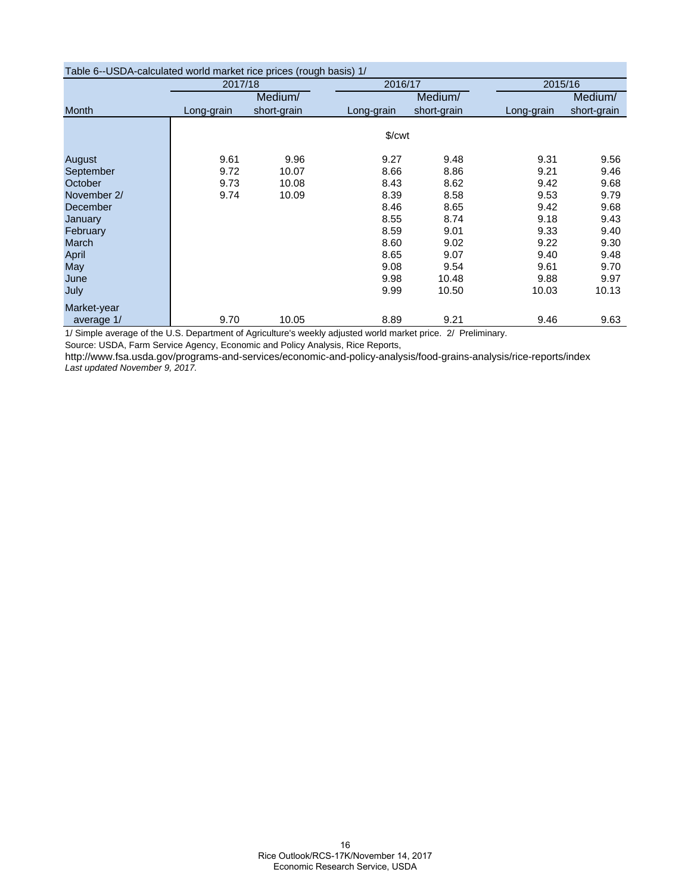Table 6--USDA-calculated world market rice prices (rough basis) 1/

| Month | 2017/18 | | 2016/17 | | 2015/16 | |
|---|---|---|---|---|---|---|
| | Long-grain | Medium/ short-grain | Long-grain | Medium/ short-grain | Long-grain | Medium/ short-grain |
| | | | $/cwt | | | |
| August | 9.61 | 9.96 | 9.27 | 9.48 | 9.31 | 9.56 |
| September | 9.72 | 10.07 | 8.66 | 8.86 | 9.21 | 9.46 |
| October | 9.73 | 10.08 | 8.43 | 8.62 | 9.42 | 9.68 |
| November 2/ | 9.74 | 10.09 | 8.39 | 8.58 | 9.53 | 9.79 |
| December | | | 8.46 | 8.65 | 9.42 | 9.68 |
| January | | | 8.55 | 8.74 | 9.18 | 9.43 |
| February | | | 8.59 | 9.01 | 9.33 | 9.40 |
| March | | | 8.60 | 9.02 | 9.22 | 9.30 |
| April | | | 8.65 | 9.07 | 9.40 | 9.48 |
| May | | | 9.08 | 9.54 | 9.61 | 9.70 |
| June | | | 9.98 | 10.48 | 9.88 | 9.97 |
| July | | | 9.99 | 10.50 | 10.03 | 10.13 |
| Market-year average 1/ | 9.70 | 10.05 | 8.89 | 9.21 | 9.46 | 9.63 |

1/ Simple average of the U.S. Department of Agriculture's weekly adjusted world market price. 2/ Preliminary.

Source: USDA, Farm Service Agency, Economic and Policy Analysis, Rice Reports,

http://www.fsa.usda.gov/programs-and-services/economic-and-policy-analysis/food-grains-analysis/rice-reports/index

*Last updated November 9, 2017.*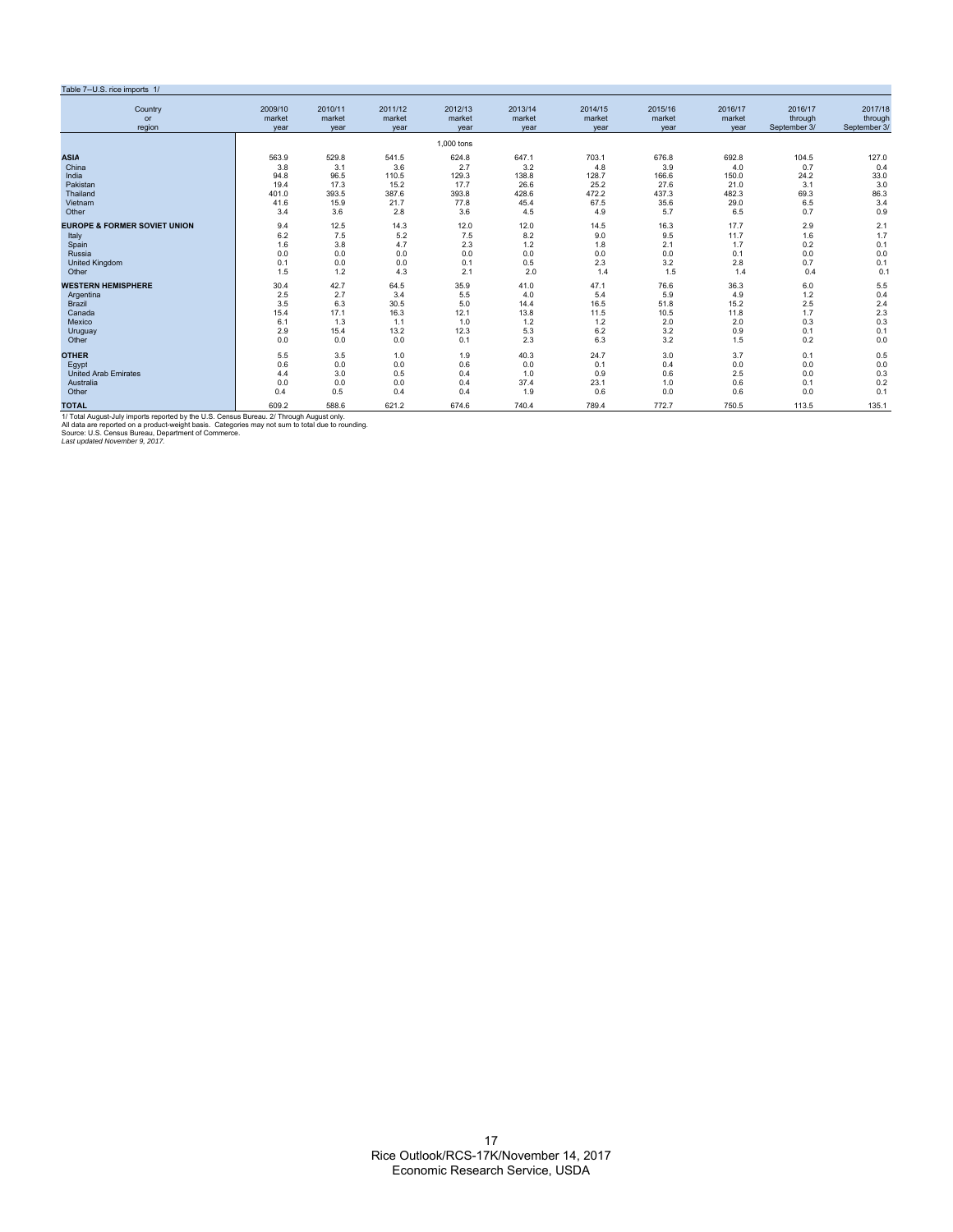Table 7--U.S. rice imports 1/

| Country or region | 2009/10 market year | 2010/11 market year | 2011/12 market year | 2012/13 market year | 2013/14 market year | 2014/15 market year | 2015/16 market year | 2016/17 market year | 2016/17 through September 3/ | 2017/18 through September 3/ |
|---|---|---|---|---|---|---|---|---|---|---|
| | | | | 1,000 tons | | | | | | |
| **ASIA** | 563.9 | 529.8 | 541.5 | 624.8 | 647.1 | 703.1 | 676.8 | 692.8 | 104.5 | 127.0 |
| China | 3.8 | 3.1 | 3.6 | 2.7 | 3.2 | 4.8 | 3.9 | 4.0 | 0.7 | 0.4 |
| India | 94.8 | 96.5 | 110.5 | 129.3 | 138.8 | 128.7 | 166.6 | 150.0 | 24.2 | 33.0 |
| Pakistan | 19.4 | 17.3 | 15.2 | 17.7 | 26.6 | 25.2 | 27.6 | 21.0 | 3.1 | 3.0 |
| Thailand | 401.0 | 393.5 | 387.6 | 393.8 | 428.6 | 472.2 | 437.3 | 482.3 | 69.3 | 86.3 |
| Vietnam | 41.6 | 15.9 | 21.7 | 77.8 | 45.4 | 67.5 | 35.6 | 29.0 | 6.5 | 3.4 |
| Other | 3.4 | 3.6 | 2.8 | 3.6 | 4.5 | 4.9 | 5.7 | 6.5 | 0.7 | 0.9 |
| **EUROPE & FORMER SOVIET UNION** | 9.4 | 12.5 | 14.3 | 12.0 | 12.0 | 14.5 | 16.3 | 17.7 | 2.9 | 2.1 |
| Italy | 6.2 | 7.5 | 5.2 | 7.5 | 8.2 | 9.0 | 9.5 | 11.7 | 1.6 | 1.7 |
| Spain | 1.6 | 3.8 | 4.7 | 2.3 | 1.2 | 1.8 | 2.1 | 1.7 | 0.2 | 0.1 |
| Russia | 0.0 | 0.0 | 0.0 | 0.0 | 0.0 | 0.0 | 0.0 | 0.1 | 0.0 | 0.0 |
| United Kingdom | 0.1 | 0.0 | 0.0 | 0.1 | 0.5 | 2.3 | 3.2 | 2.8 | 0.7 | 0.1 |
| Other | 1.5 | 1.2 | 4.3 | 2.1 | 2.0 | 1.4 | 1.5 | 1.4 | 0.4 | 0.1 |
| **WESTERN HEMISPHERE** | 30.4 | 42.7 | 64.5 | 35.9 | 41.0 | 47.1 | 76.6 | 36.3 | 6.0 | 5.5 |
| Argentina | 2.5 | 2.7 | 3.4 | 5.5 | 4.0 | 5.4 | 5.9 | 4.9 | 1.2 | 0.4 |
| Brazil | 3.5 | 6.3 | 30.5 | 5.0 | 14.4 | 16.5 | 51.8 | 15.2 | 2.5 | 2.4 |
| Canada | 15.4 | 17.1 | 16.3 | 12.1 | 13.8 | 11.5 | 10.5 | 11.8 | 1.7 | 2.3 |
| Mexico | 6.1 | 1.3 | 1.1 | 1.0 | 1.2 | 1.2 | 2.0 | 2.0 | 0.3 | 0.3 |
| Uruguay | 2.9 | 15.4 | 13.2 | 12.3 | 5.3 | 6.2 | 3.2 | 0.9 | 0.1 | 0.1 |
| Other | 0.0 | 0.0 | 0.0 | 0.1 | 2.3 | 6.3 | 3.2 | 1.5 | 0.2 | 0.0 |
| **OTHER** | 5.5 | 3.5 | 1.0 | 1.9 | 40.3 | 24.7 | 3.0 | 3.7 | 0.1 | 0.5 |
| Egypt | 0.6 | 0.0 | 0.0 | 0.6 | 0.0 | 0.1 | 0.4 | 0.0 | 0.0 | 0.0 |
| United Arab Emirates | 4.4 | 3.0 | 0.5 | 0.4 | 1.0 | 0.9 | 0.6 | 2.5 | 0.0 | 0.3 |
| Australia | 0.0 | 0.0 | 0.0 | 0.4 | 37.4 | 23.1 | 1.0 | 0.6 | 0.1 | 0.2 |
| Other | 0.4 | 0.5 | 0.4 | 0.4 | 1.9 | 0.6 | 0.0 | 0.6 | 0.0 | 0.1 |
| **TOTAL** | 609.2 | 588.6 | 621.2 | 674.6 | 740.4 | 789.4 | 772.7 | 750.5 | 113.5 | 135.1 |

1/ Total August-July imports reported by the U.S. Census Bureau. 2/ Through August only.
All data are reported on a product-weight basis. Categories may not sum to total due to rounding.
Source: U.S. Census Bureau, Department of Commerce.
*Last updated November 9, 2017.*

Rice Outlook/RCS-17K/November 14, 2017
Economic Research Service, USDA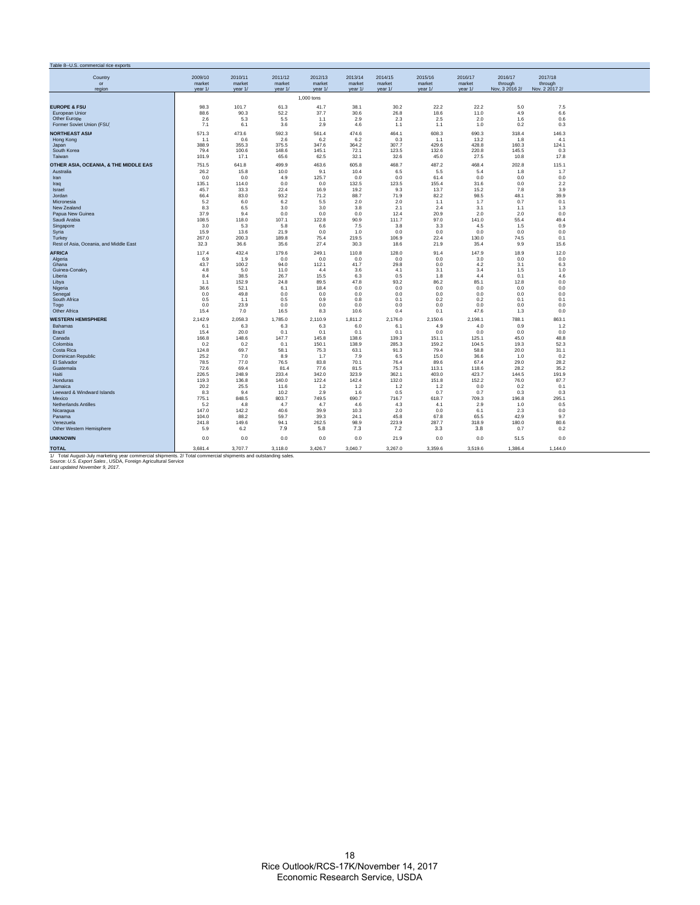Table 8--U.S. commercial rice exports

| Country or region | 2009/10 market year 1/ | 2010/11 market year 1/ | 2011/12 market year 1/ | 2012/13 market year 1/ | 2013/14 market year 1/ | 2014/15 market year 1/ | 2015/16 market year 1/ | 2016/17 market year 1/ | 2016/17 through Nov. 3 2016 2/ | 2017/18 through Nov. 2 2017 2/ |
|---|---|---|---|---|---|---|---|---|---|---|
| | 1,000 tons | | | | | | | | | |
| **EUROPE & FSU** | 98.3 | 101.7 | 61.3 | 41.7 | 38.1 | 30.2 | 22.2 | 22.2 | 5.0 | 7.5 |
| European Union | 88.6 | 90.3 | 52.2 | 37.7 | 30.6 | 26.8 | 18.6 | 11.0 | 4.9 | 6.6 |
| Other Europe | 2.6 | 5.3 | 5.5 | 1.1 | 2.9 | 2.3 | 2.5 | 2.0 | 1.6 | 0.6 |
| Former Soviet Union (FSU | 7.1 | 6.1 | 3.6 | 2.9 | 4.6 | 1.1 | 1.1 | 1.0 | 0.2 | 0.3 |
| **NORTHEAST ASIA** | 571.3 | 473.6 | 592.3 | 561.4 | 474.6 | 464.1 | 608.3 | 690.3 | 318.4 | 146.3 |
| Hong Kong | 1.1 | 0.6 | 2.6 | 6.2 | 6.2 | 0.3 | 1.1 | 13.2 | 1.8 | 4.1 |
| Japan | 388.9 | 355.3 | 375.5 | 347.6 | 364.2 | 307.7 | 429.6 | 428.8 | 160.3 | 124.1 |
| South Korea | 79.4 | 100.6 | 148.6 | 145.1 | 72.1 | 123.5 | 132.6 | 220.8 | 145.5 | 0.3 |
| Taiwan | 101.9 | 17.1 | 65.6 | 62.5 | 32.1 | 32.6 | 45.0 | 27.5 | 10.8 | 17.8 |
| **OTHER ASIA, OCEANIA, & THE MIDDLE EAST** | 751.5 | 641.8 | 499.9 | 463.6 | 605.8 | 468.7 | 487.2 | 468.4 | 202.8 | 115.1 |
| Australia | 26.2 | 15.8 | 10.0 | 9.1 | 10.4 | 6.5 | 5.5 | 5.4 | 1.8 | 1.7 |
| Iran | 0.0 | 0.0 | 4.9 | 125.7 | 0.0 | 0.0 | 61.4 | 0.0 | 0.0 | 0.0 |
| Iraq | 135.1 | 114.0 | 0.0 | 0.0 | 132.5 | 123.5 | 155.4 | 31.6 | 0.0 | 2.2 |
| Israel | 45.7 | 33.3 | 22.4 | 16.9 | 19.2 | 9.3 | 13.7 | 15.2 | 7.8 | 3.9 |
| Jordan | 66.4 | 83.0 | 93.2 | 71.2 | 88.7 | 71.9 | 82.2 | 98.5 | 48.1 | 39.9 |
| Micronesia | 5.2 | 6.0 | 6.2 | 5.5 | 2.0 | 2.0 | 1.1 | 1.7 | 0.7 | 0.1 |
| New Zealand | 8.3 | 6.5 | 3.0 | 3.0 | 3.8 | 2.1 | 2.4 | 3.1 | 1.1 | 1.3 |
| Papua New Guinea | 37.9 | 9.4 | 0.0 | 0.0 | 0.0 | 12.4 | 20.9 | 2.0 | 2.0 | 0.0 |
| Saudi Arabia | 108.5 | 118.0 | 107.1 | 122.8 | 90.9 | 111.7 | 97.0 | 141.0 | 55.4 | 49.4 |
| Singapore | 3.0 | 5.3 | 5.8 | 6.6 | 7.5 | 3.8 | 3.3 | 4.5 | 1.5 | 0.9 |
| Syria | 15.9 | 13.6 | 21.9 | 0.0 | 1.0 | 0.0 | 0.0 | 0.0 | 0.0 | 0.0 |
| Turkey | 267.0 | 200.3 | 189.8 | 75.4 | 219.5 | 106.9 | 22.4 | 130.0 | 74.5 | 0.1 |
| Rest of Asia, Oceania, and Middle East | 32.3 | 36.6 | 35.6 | 27.4 | 30.3 | 18.6 | 21.9 | 35.4 | 9.9 | 15.6 |
| **AFRICA** | 117.4 | 432.4 | 179.6 | 249.1 | 110.8 | 128.0 | 91.4 | 147.9 | 18.9 | 12.0 |
| Algeria | 6.9 | 1.9 | 0.0 | 0.0 | 0.0 | 0.0 | 0.0 | 3.0 | 0.0 | 0.0 |
| Ghana | 43.7 | 100.2 | 94.0 | 112.1 | 41.7 | 29.8 | 0.0 | 4.2 | 3.1 | 6.3 |
| Guinea-Conakry | 4.8 | 5.0 | 11.0 | 4.4 | 3.6 | 4.1 | 3.1 | 3.4 | 1.5 | 1.0 |
| Liberia | 8.4 | 38.5 | 26.7 | 15.5 | 6.3 | 0.5 | 1.8 | 4.4 | 0.1 | 4.6 |
| Libya | 1.1 | 152.9 | 24.8 | 89.5 | 47.8 | 93.2 | 86.2 | 85.1 | 12.8 | 0.0 |
| Nigeria | 36.6 | 52.1 | 6.1 | 18.4 | 0.0 | 0.0 | 0.0 | 0.0 | 0.0 | 0.0 |
| Senegal | 0.0 | 49.8 | 0.0 | 0.0 | 0.0 | 0.0 | 0.0 | 0.0 | 0.0 | 0.0 |
| South Africa | 0.5 | 1.1 | 0.5 | 0.9 | 0.8 | 0.1 | 0.2 | 0.2 | 0.1 | 0.1 |
| Togo | 0.0 | 23.9 | 0.0 | 0.0 | 0.0 | 0.0 | 0.0 | 0.0 | 0.0 | 0.0 |
| Other Africa | 15.4 | 7.0 | 16.5 | 8.3 | 10.6 | 0.4 | 0.1 | 47.6 | 1.3 | 0.0 |
| **WESTERN HEMISPHERE** | 2,142.9 | 2,058.3 | 1,785.0 | 2,110.9 | 1,811.2 | 2,176.0 | 2,150.6 | 2,198.1 | 788.1 | 863.1 |
| Bahamas | 6.1 | 6.3 | 6.3 | 6.3 | 6.0 | 6.1 | 4.9 | 4.0 | 0.9 | 1.2 |
| Brazil | 15.4 | 20.0 | 0.1 | 0.1 | 0.1 | 0.1 | 0.0 | 0.0 | 0.0 | 0.0 |
| Canada | 166.8 | 148.6 | 147.7 | 145.8 | 138.6 | 139.3 | 151.1 | 125.1 | 45.0 | 48.8 |
| Colombia | 0.2 | 0.2 | 0.1 | 150.1 | 138.9 | 285.3 | 159.2 | 104.5 | 19.3 | 52.3 |
| Costa Rica | 124.8 | 69.7 | 58.1 | 75.3 | 63.1 | 91.3 | 79.4 | 58.8 | 20.0 | 31.1 |
| Dominican Republic | 25.2 | 7.0 | 8.9 | 1.7 | 7.9 | 6.5 | 15.0 | 36.6 | 1.0 | 0.2 |
| El Salvador | 78.5 | 77.0 | 76.5 | 83.8 | 70.1 | 76.4 | 89.6 | 67.4 | 29.0 | 28.2 |
| Guatemala | 72.6 | 69.4 | 81.4 | 77.6 | 81.5 | 75.3 | 113.1 | 118.6 | 28.2 | 35.2 |
| Haiti | 226.5 | 248.9 | 233.4 | 342.0 | 323.9 | 362.1 | 403.0 | 423.7 | 144.5 | 191.9 |
| Honduras | 119.3 | 136.8 | 140.0 | 122.4 | 142.4 | 132.0 | 151.8 | 152.2 | 76.0 | 87.7 |
| Jamaica | 20.2 | 25.5 | 11.6 | 1.2 | 1.2 | 1.2 | 1.2 | 0.0 | 0.2 | 0.1 |
| Leeward & Windward Islands | 8.3 | 9.4 | 10.2 | 2.9 | 1.6 | 0.5 | 0.7 | 0.7 | 0.3 | 0.3 |
| Mexico | 775.1 | 848.5 | 803.7 | 749.5 | 690.7 | 716.7 | 618.7 | 709.3 | 196.8 | 295.1 |
| Netherlands Antilles | 5.2 | 4.8 | 4.7 | 4.7 | 4.6 | 4.3 | 4.1 | 2.9 | 1.0 | 0.5 |
| Nicaragua | 147.0 | 142.2 | 40.6 | 39.9 | 10.3 | 2.0 | 0.0 | 6.1 | 2.3 | 0.0 |
| Panama | 104.0 | 88.2 | 59.7 | 39.3 | 24.1 | 45.8 | 67.8 | 65.5 | 42.9 | 9.7 |
| Venezuela | 241.8 | 149.6 | 94.1 | 262.5 | 98.9 | 223.9 | 287.7 | 318.9 | 180.0 | 80.6 |
| Other Western Hemisphere | 5.9 | 6.2 | 7.9 | 5.8 | 7.3 | 7.2 | 3.3 | 3.8 | 0.7 | 0.2 |
| **UNKNOWN** | 0.0 | 0.0 | 0.0 | 0.0 | 0.0 | 21.9 | 0.0 | 0.0 | 51.5 | 0.0 |
| **TOTAL** | 3,681.4 | 3,707.7 | 3,118.0 | 3,426.7 | 3,040.7 | 3,267.0 | 3,359.6 | 3,519.6 | 1,386.4 | 1,144.0 |

1/ Total August-July marketing year commercial shipments. 2/ Total commercial shipments and outstanding sales.
Source: *U.S. Export Sales*, USDA, Foreign Agricultural Service
*Last updated November 9, 2017.*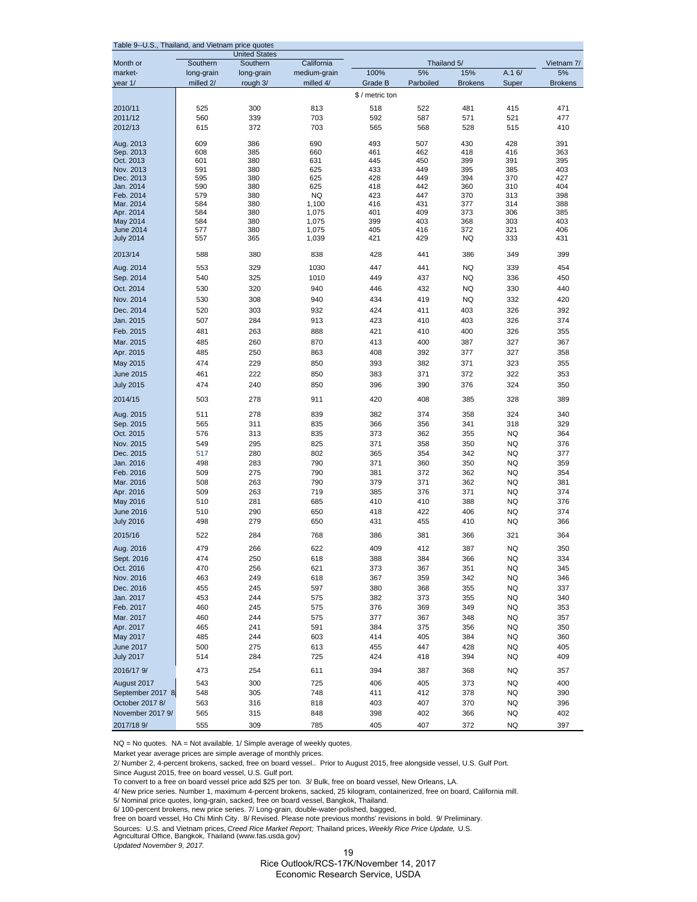Table 9--U.S., Thailand, and Vietnam price quotes

| Month or market-year 1/ | United States Southern long-grain milled 2/ | Southern long-grain rough 3/ | California medium-grain milled 4/ | Thailand 5/ 100% Grade B | 5% Parboiled | 15% Brokens | A.1 6/ Super | Vietnam 7/ 5% Brokens |
|---|---|---|---|---|---|---|---|---|
| | | | | $ / metric ton | | | | |
| 2010/11 | 525 | 300 | 813 | 518 | 522 | 481 | 415 | 471 |
| 2011/12 | 560 | 339 | 703 | 592 | 587 | 571 | 521 | 477 |
| 2012/13 | 615 | 372 | 703 | 565 | 568 | 528 | 515 | 410 |
| Aug. 2013 | 609 | 386 | 690 | 493 | 507 | 430 | 428 | 391 |
| Sep. 2013 | 608 | 385 | 660 | 461 | 462 | 418 | 416 | 363 |
| Oct. 2013 | 601 | 380 | 631 | 445 | 450 | 399 | 391 | 395 |
| Nov. 2013 | 591 | 380 | 625 | 433 | 449 | 395 | 385 | 403 |
| Dec. 2013 | 595 | 380 | 625 | 428 | 449 | 394 | 370 | 427 |
| Jan. 2014 | 590 | 380 | 625 | 418 | 442 | 360 | 310 | 404 |
| Feb. 2014 | 579 | 380 | NQ | 423 | 447 | 370 | 313 | 398 |
| Mar. 2014 | 584 | 380 | 1,100 | 416 | 431 | 377 | 314 | 388 |
| Apr. 2014 | 584 | 380 | 1,075 | 401 | 409 | 373 | 306 | 385 |
| May 2014 | 584 | 380 | 1,075 | 399 | 403 | 368 | 303 | 403 |
| June 2014 | 577 | 380 | 1,075 | 405 | 416 | 372 | 321 | 406 |
| July 2014 | 557 | 365 | 1,039 | 421 | 429 | NQ | 333 | 431 |
| 2013/14 | 588 | 380 | 838 | 428 | 441 | 386 | 349 | 399 |
| Aug. 2014 | 553 | 329 | 1030 | 447 | 441 | NQ | 339 | 454 |
| Sep. 2014 | 540 | 325 | 1010 | 449 | 437 | NQ | 336 | 450 |
| Oct. 2014 | 530 | 320 | 940 | 446 | 432 | NQ | 330 | 440 |
| Nov. 2014 | 530 | 308 | 940 | 434 | 419 | NQ | 332 | 420 |
| Dec. 2014 | 520 | 303 | 932 | 424 | 411 | 403 | 326 | 392 |
| Jan. 2015 | 507 | 284 | 913 | 423 | 410 | 403 | 326 | 374 |
| Feb. 2015 | 481 | 263 | 888 | 421 | 410 | 400 | 326 | 355 |
| Mar. 2015 | 485 | 260 | 870 | 413 | 400 | 387 | 327 | 367 |
| Apr. 2015 | 485 | 250 | 863 | 408 | 392 | 377 | 327 | 358 |
| May 2015 | 474 | 229 | 850 | 393 | 382 | 371 | 323 | 355 |
| June 2015 | 461 | 222 | 850 | 383 | 371 | 372 | 322 | 353 |
| July 2015 | 474 | 240 | 850 | 396 | 390 | 376 | 324 | 350 |
| 2014/15 | 503 | 278 | 911 | 420 | 408 | 385 | 328 | 389 |
| Aug. 2015 | 511 | 278 | 839 | 382 | 374 | 358 | 324 | 340 |
| Sep. 2015 | 565 | 311 | 835 | 366 | 356 | 341 | 318 | 329 |
| Oct. 2015 | 576 | 313 | 835 | 373 | 362 | 355 | NQ | 364 |
| Nov. 2015 | 549 | 295 | 825 | 371 | 358 | 350 | NQ | 376 |
| Dec. 2015 | 517 | 280 | 802 | 365 | 354 | 342 | NQ | 377 |
| Jan. 2016 | 498 | 283 | 790 | 371 | 360 | 350 | NQ | 359 |
| Feb. 2016 | 509 | 275 | 790 | 381 | 372 | 362 | NQ | 354 |
| Mar. 2016 | 508 | 263 | 790 | 379 | 371 | 362 | NQ | 381 |
| Apr. 2016 | 509 | 263 | 719 | 385 | 376 | 371 | NQ | 374 |
| May 2016 | 510 | 281 | 685 | 410 | 410 | 388 | NQ | 376 |
| June 2016 | 510 | 290 | 650 | 418 | 422 | 406 | NQ | 374 |
| July 2016 | 498 | 279 | 650 | 431 | 455 | 410 | NQ | 366 |
| 2015/16 | 522 | 284 | 768 | 386 | 381 | 366 | 321 | 364 |
| Aug. 2016 | 479 | 266 | 622 | 409 | 412 | 387 | NQ | 350 |
| Sept. 2016 | 474 | 250 | 618 | 388 | 384 | 366 | NQ | 334 |
| Oct. 2016 | 470 | 256 | 621 | 373 | 367 | 351 | NQ | 345 |
| Nov. 2016 | 463 | 249 | 618 | 367 | 359 | 342 | NQ | 346 |
| Dec. 2016 | 455 | 245 | 597 | 380 | 368 | 355 | NQ | 337 |
| Jan. 2017 | 453 | 244 | 575 | 382 | 373 | 355 | NQ | 340 |
| Feb. 2017 | 460 | 245 | 575 | 376 | 369 | 349 | NQ | 353 |
| Mar. 2017 | 460 | 244 | 575 | 377 | 367 | 348 | NQ | 357 |
| Apr. 2017 | 465 | 241 | 591 | 384 | 375 | 356 | NQ | 350 |
| May 2017 | 485 | 244 | 603 | 414 | 405 | 384 | NQ | 360 |
| June 2017 | 500 | 275 | 613 | 455 | 447 | 428 | NQ | 405 |
| July 2017 | 514 | 284 | 725 | 424 | 418 | 394 | NQ | 409 |
| 2016/17 9/ | 473 | 254 | 611 | 394 | 387 | 368 | NQ | 357 |
| August 2017 | 543 | 300 | 725 | 406 | 405 | 373 | NQ | 400 |
| September 2017 8/ | 548 | 305 | 748 | 411 | 412 | 378 | NQ | 390 |
| October 2017 8/ | 563 | 316 | 818 | 403 | 407 | 370 | NQ | 396 |
| November 2017 9/ | 565 | 315 | 848 | 398 | 402 | 366 | NQ | 402 |
| 2017/18 9/ | 555 | 309 | 785 | 405 | 407 | 372 | NQ | 397 |

NQ = No quotes. NA = Not available. 1/ Simple average of weekly quotes.

Market year average prices are simple average of monthly prices.

2/ Number 2, 4-percent brokens, sacked, free on board vessel.. Prior to August 2015, free alongside vessel, U.S. Gulf Port.
Since August 2015, free on board vessel, U.S. Gulf port.
To convert to a free on board vessel price add $25 per ton. 3/ Bulk, free on board vessel, New Orleans, LA.

4/ New price series. Number 1, maximum 4-percent brokens, sacked, 25 kilogram, containerized, free on board, California mill.

5/ Nominal price quotes, long-grain, sacked, free on board vessel, Bangkok, Thailand.

6/ 100-percent brokens, new price series. 7/ Long-grain, double-water-polished, bagged,
free on board vessel, Ho Chi Minh City. 8/ Revised. Please note previous months' revisions in bold. 9/ Preliminary.

Sources: U.S. and Vietnam prices, *Creed Rice Market Report;* Thailand prices, *Weekly Rice Price Update,* U.S. Agricultural Office, Bangkok, Thailand (www.fas.usda.gov)

*Updated November 9, 2017.*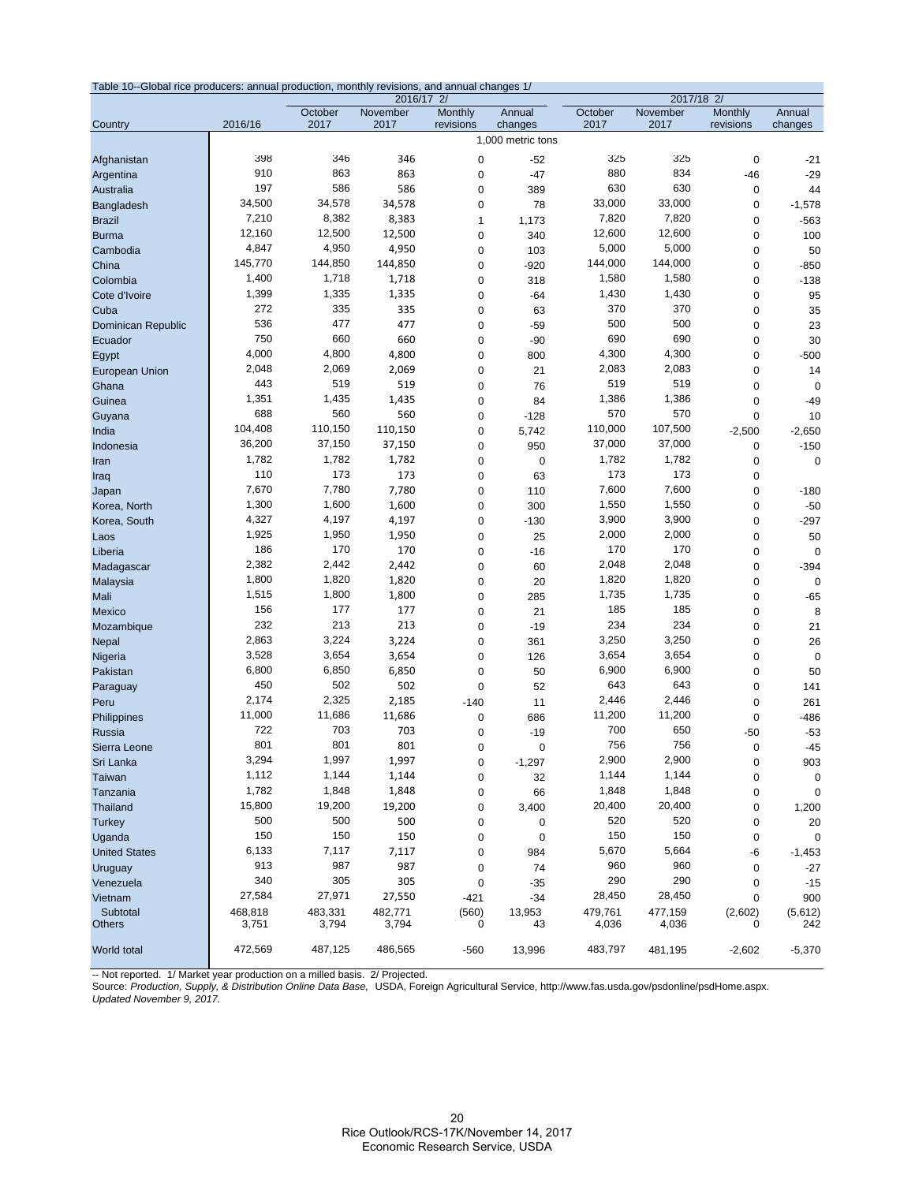Table 10--Global rice producers: annual production, monthly revisions, and annual changes 1/

| Country | 2016/16 | 2016/17 2/ | | | | 2017/18 2/ | | | |
|---|---|---|---|---|---|---|---|---|---|
| | | October 2017 | November 2017 | Monthly revisions | Annual changes | October 2017 | November 2017 | Monthly revisions | Annual changes |
| | 1,000 metric tons | | | | | | | | |
| Afghanistan | 398 | 346 | 346 | 0 | -52 | 325 | 325 | 0 | -21 |
| Argentina | 910 | 863 | 863 | 0 | -47 | 880 | 834 | -46 | -29 |
| Australia | 197 | 586 | 586 | 0 | 389 | 630 | 630 | 0 | 44 |
| Bangladesh | 34,500 | 34,578 | 34,578 | 0 | 78 | 33,000 | 33,000 | 0 | -1,578 |
| Brazil | 7,210 | 8,382 | 8,383 | 1 | 1,173 | 7,820 | 7,820 | 0 | -563 |
| Burma | 12,160 | 12,500 | 12,500 | 0 | 340 | 12,600 | 12,600 | 0 | 100 |
| Cambodia | 4,847 | 4,950 | 4,950 | 0 | 103 | 5,000 | 5,000 | 0 | 50 |
| China | 145,770 | 144,850 | 144,850 | 0 | -920 | 144,000 | 144,000 | 0 | -850 |
| Colombia | 1,400 | 1,718 | 1,718 | 0 | 318 | 1,580 | 1,580 | 0 | -138 |
| Cote d'Ivoire | 1,399 | 1,335 | 1,335 | 0 | -64 | 1,430 | 1,430 | 0 | 95 |
| Cuba | 272 | 335 | 335 | 0 | 63 | 370 | 370 | 0 | 35 |
| Dominican Republic | 536 | 477 | 477 | 0 | -59 | 500 | 500 | 0 | 23 |
| Ecuador | 750 | 660 | 660 | 0 | -90 | 690 | 690 | 0 | 30 |
| Egypt | 4,000 | 4,800 | 4,800 | 0 | 800 | 4,300 | 4,300 | 0 | -500 |
| European Union | 2,048 | 2,069 | 2,069 | 0 | 21 | 2,083 | 2,083 | 0 | 14 |
| Ghana | 443 | 519 | 519 | 0 | 76 | 519 | 519 | 0 | 0 |
| Guinea | 1,351 | 1,435 | 1,435 | 0 | 84 | 1,386 | 1,386 | 0 | -49 |
| Guyana | 688 | 560 | 560 | 0 | -128 | 570 | 570 | 0 | 10 |
| India | 104,408 | 110,150 | 110,150 | 0 | 5,742 | 110,000 | 107,500 | -2,500 | -2,650 |
| Indonesia | 36,200 | 37,150 | 37,150 | 0 | 950 | 37,000 | 37,000 | 0 | -150 |
| Iran | 1,782 | 1,782 | 1,782 | 0 | 0 | 1,782 | 1,782 | 0 | 0 |
| Iraq | 110 | 173 | 173 | 0 | 63 | 173 | 173 | 0 | |
| Japan | 7,670 | 7,780 | 7,780 | 0 | 110 | 7,600 | 7,600 | 0 | -180 |
| Korea, North | 1,300 | 1,600 | 1,600 | 0 | 300 | 1,550 | 1,550 | 0 | -50 |
| Korea, South | 4,327 | 4,197 | 4,197 | 0 | -130 | 3,900 | 3,900 | 0 | -297 |
| Laos | 1,925 | 1,950 | 1,950 | 0 | 25 | 2,000 | 2,000 | 0 | 50 |
| Liberia | 186 | 170 | 170 | 0 | -16 | 170 | 170 | 0 | 0 |
| Madagascar | 2,382 | 2,442 | 2,442 | 0 | 60 | 2,048 | 2,048 | 0 | -394 |
| Malaysia | 1,800 | 1,820 | 1,820 | 0 | 20 | 1,820 | 1,820 | 0 | 0 |
| Mali | 1,515 | 1,800 | 1,800 | 0 | 285 | 1,735 | 1,735 | 0 | -65 |
| Mexico | 156 | 177 | 177 | 0 | 21 | 185 | 185 | 0 | 8 |
| Mozambique | 232 | 213 | 213 | 0 | -19 | 234 | 234 | 0 | 21 |
| Nepal | 2,863 | 3,224 | 3,224 | 0 | 361 | 3,250 | 3,250 | 0 | 26 |
| Nigeria | 3,528 | 3,654 | 3,654 | 0 | 126 | 3,654 | 3,654 | 0 | 0 |
| Pakistan | 6,800 | 6,850 | 6,850 | 0 | 50 | 6,900 | 6,900 | 0 | 50 |
| Paraguay | 450 | 502 | 502 | 0 | 52 | 643 | 643 | 0 | 141 |
| Peru | 2,174 | 2,325 | 2,185 | -140 | 11 | 2,446 | 2,446 | 0 | 261 |
| Philippines | 11,000 | 11,686 | 11,686 | 0 | 686 | 11,200 | 11,200 | 0 | -486 |
| Russia | 722 | 703 | 703 | 0 | -19 | 700 | 650 | -50 | -53 |
| Sierra Leone | 801 | 801 | 801 | 0 | 0 | 756 | 756 | 0 | -45 |
| Sri Lanka | 3,294 | 1,997 | 1,997 | 0 | -1,297 | 2,900 | 2,900 | 0 | 903 |
| Taiwan | 1,112 | 1,144 | 1,144 | 0 | 32 | 1,144 | 1,144 | 0 | 0 |
| Tanzania | 1,782 | 1,848 | 1,848 | 0 | 66 | 1,848 | 1,848 | 0 | 0 |
| Thailand | 15,800 | 19,200 | 19,200 | 0 | 3,400 | 20,400 | 20,400 | 0 | 1,200 |
| Turkey | 500 | 500 | 500 | 0 | 0 | 520 | 520 | 0 | 20 |
| Uganda | 150 | 150 | 150 | 0 | 0 | 150 | 150 | 0 | 0 |
| United States | 6,133 | 7,117 | 7,117 | 0 | 984 | 5,670 | 5,664 | -6 | -1,453 |
| Uruguay | 913 | 987 | 987 | 0 | 74 | 960 | 960 | 0 | -27 |
| Venezuela | 340 | 305 | 305 | 0 | -35 | 290 | 290 | 0 | -15 |
| Vietnam | 27,584 | 27,971 | 27,550 | -421 | -34 | 28,450 | 28,450 | 0 | 900 |
| Subtotal | 468,818 | 483,331 | 482,771 | (560) | 13,953 | 479,761 | 477,159 | (2,602) | (5,612) |
| Others | 3,751 | 3,794 | 3,794 | 0 | 43 | 4,036 | 4,036 | 0 | 242 |
| World total | 472,569 | 487,125 | 486,565 | -560 | 13,996 | 483,797 | 481,195 | -2,602 | -5,370 |

-- Not reported. 1/ Market year production on a milled basis. 2/ Projected.

Source: *Production, Supply, & Distribution Online Data Base,* USDA, Foreign Agricultural Service, http://www.fas.usda.gov/psdonline/psdHome.aspx.

*Updated November 9, 2017.*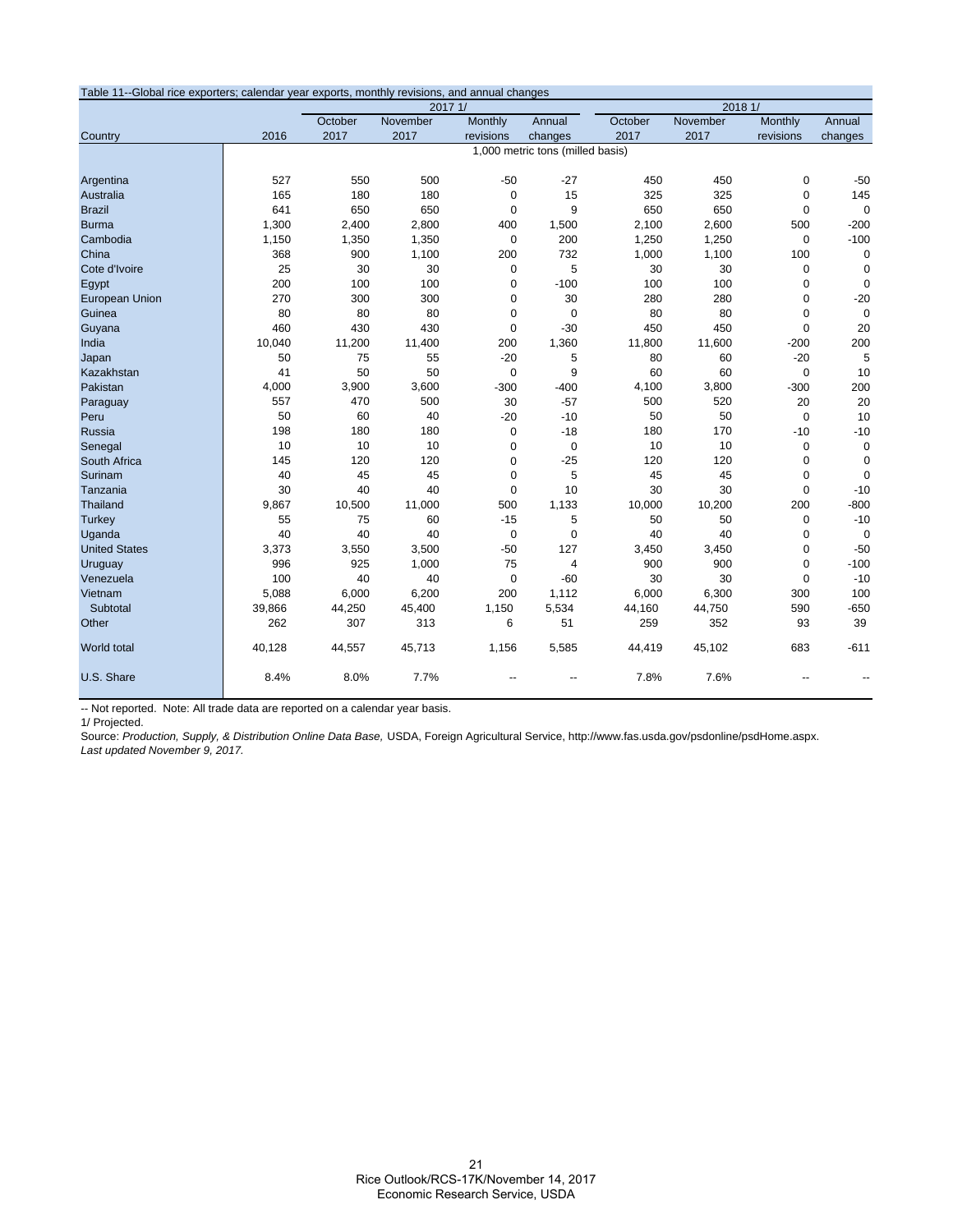Table 11--Global rice exporters; calendar year exports, monthly revisions, and annual changes

| Country | 2016 | 2017 1/ | | | | 2018 1/ | | | |
|---|---|---|---|---|---|---|---|---|---|
| | | October 2017 | November 2017 | Monthly revisions | Annual changes | October 2017 | November 2017 | Monthly revisions | Annual changes |
| | 1,000 metric tons (milled basis) | | | | | | | | |
| Argentina | 527 | 550 | 500 | -50 | -27 | 450 | 450 | 0 | -50 |
| Australia | 165 | 180 | 180 | 0 | 15 | 325 | 325 | 0 | 145 |
| Brazil | 641 | 650 | 650 | 0 | 9 | 650 | 650 | 0 | 0 |
| Burma | 1,300 | 2,400 | 2,800 | 400 | 1,500 | 2,100 | 2,600 | 500 | -200 |
| Cambodia | 1,150 | 1,350 | 1,350 | 0 | 200 | 1,250 | 1,250 | 0 | -100 |
| China | 368 | 900 | 1,100 | 200 | 732 | 1,000 | 1,100 | 100 | 0 |
| Cote d'Ivoire | 25 | 30 | 30 | 0 | 5 | 30 | 30 | 0 | 0 |
| Egypt | 200 | 100 | 100 | 0 | -100 | 100 | 100 | 0 | 0 |
| European Union | 270 | 300 | 300 | 0 | 30 | 280 | 280 | 0 | -20 |
| Guinea | 80 | 80 | 80 | 0 | 0 | 80 | 80 | 0 | 0 |
| Guyana | 460 | 430 | 430 | 0 | -30 | 450 | 450 | 0 | 20 |
| India | 10,040 | 11,200 | 11,400 | 200 | 1,360 | 11,800 | 11,600 | -200 | 200 |
| Japan | 50 | 75 | 55 | -20 | 5 | 80 | 60 | -20 | 5 |
| Kazakhstan | 41 | 50 | 50 | 0 | 9 | 60 | 60 | 0 | 10 |
| Pakistan | 4,000 | 3,900 | 3,600 | -300 | -400 | 4,100 | 3,800 | -300 | 200 |
| Paraguay | 557 | 470 | 500 | 30 | -57 | 500 | 520 | 20 | 20 |
| Peru | 50 | 60 | 40 | -20 | -10 | 50 | 50 | 0 | 10 |
| Russia | 198 | 180 | 180 | 0 | -18 | 180 | 170 | -10 | -10 |
| Senegal | 10 | 10 | 10 | 0 | 0 | 10 | 10 | 0 | 0 |
| South Africa | 145 | 120 | 120 | 0 | -25 | 120 | 120 | 0 | 0 |
| Surinam | 40 | 45 | 45 | 0 | 5 | 45 | 45 | 0 | 0 |
| Tanzania | 30 | 40 | 40 | 0 | 10 | 30 | 30 | 0 | -10 |
| Thailand | 9,867 | 10,500 | 11,000 | 500 | 1,133 | 10,000 | 10,200 | 200 | -800 |
| Turkey | 55 | 75 | 60 | -15 | 5 | 50 | 50 | 0 | -10 |
| Uganda | 40 | 40 | 40 | 0 | 0 | 40 | 40 | 0 | 0 |
| United States | 3,373 | 3,550 | 3,500 | -50 | 127 | 3,450 | 3,450 | 0 | -50 |
| Uruguay | 996 | 925 | 1,000 | 75 | 4 | 900 | 900 | 0 | -100 |
| Venezuela | 100 | 40 | 40 | 0 | -60 | 30 | 30 | 0 | -10 |
| Vietnam | 5,088 | 6,000 | 6,200 | 200 | 1,112 | 6,000 | 6,300 | 300 | 100 |
| Subtotal | 39,866 | 44,250 | 45,400 | 1,150 | 5,534 | 44,160 | 44,750 | 590 | -650 |
| Other | 262 | 307 | 313 | 6 | 51 | 259 | 352 | 93 | 39 |
| World total | 40,128 | 44,557 | 45,713 | 1,156 | 5,585 | 44,419 | 45,102 | 683 | -611 |
| U.S. Share | 8.4% | 8.0% | 7.7% | -- | -- | 7.8% | 7.6% | -- | -- |

-- Not reported. Note: All trade data are reported on a calendar year basis.

1/ Projected.

Source: *Production, Supply, & Distribution Online Data Base,* USDA, Foreign Agricultural Service, http://www.fas.usda.gov/psdonline/psdHome.aspx.

*Last updated November 9, 2017.*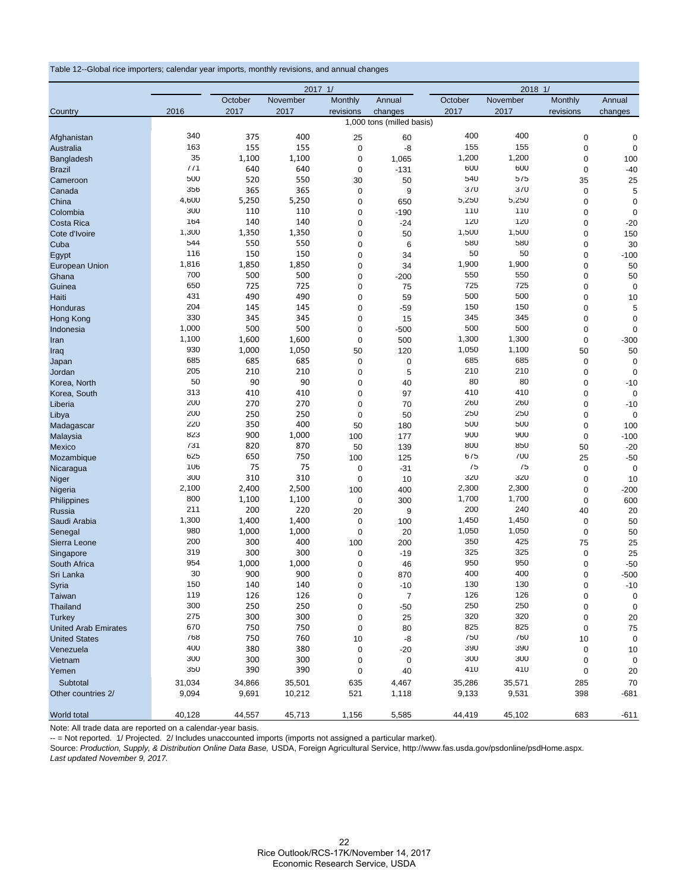Table 12--Global rice importers; calendar year imports, monthly revisions, and annual changes

| | | 2017 1/ | | | | 2018 1/ | | | |
|---|---|---|---|---|---|---|---|---|---|
| Country | 2016 | October 2017 | November 2017 | Monthly revisions | Annual changes | October 2017 | November 2017 | Monthly revisions | Annual changes |
| | | | | 1,000 tons (milled basis) | | | | | |
| Afghanistan | 340 | 375 | 400 | 25 | 60 | 400 | 400 | 0 | 0 |
| Australia | 163 | 155 | 155 | 0 | -8 | 155 | 155 | 0 | 0 |
| Bangladesh | 35 | 1,100 | 1,100 | 0 | 1,065 | 1,200 | 1,200 | 0 | 100 |
| Brazil | 771 | 640 | 640 | 0 | -131 | 600 | 600 | 0 | -40 |
| Cameroon | 500 | 520 | 550 | 30 | 50 | 540 | 575 | 35 | 25 |
| Canada | 356 | 365 | 365 | 0 | 9 | 370 | 370 | 0 | 5 |
| China | 4,600 | 5,250 | 5,250 | 0 | 650 | 5,250 | 5,250 | 0 | 0 |
| Colombia | 300 | 110 | 110 | 0 | -190 | 110 | 110 | 0 | 0 |
| Costa Rica | 164 | 140 | 140 | 0 | -24 | 120 | 120 | 0 | -20 |
| Cote d'Ivoire | 1,300 | 1,350 | 1,350 | 0 | 50 | 1,500 | 1,500 | 0 | 150 |
| Cuba | 544 | 550 | 550 | 0 | 6 | 580 | 580 | 0 | 30 |
| Egypt | 116 | 150 | 150 | 0 | 34 | 50 | 50 | 0 | -100 |
| European Union | 1,816 | 1,850 | 1,850 | 0 | 34 | 1,900 | 1,900 | 0 | 50 |
| Ghana | 700 | 500 | 500 | 0 | -200 | 550 | 550 | 0 | 50 |
| Guinea | 650 | 725 | 725 | 0 | 75 | 725 | 725 | 0 | 0 |
| Haiti | 431 | 490 | 490 | 0 | 59 | 500 | 500 | 0 | 10 |
| Honduras | 204 | 145 | 145 | 0 | -59 | 150 | 150 | 0 | 5 |
| Hong Kong | 330 | 345 | 345 | 0 | 15 | 345 | 345 | 0 | 0 |
| Indonesia | 1,000 | 500 | 500 | 0 | -500 | 500 | 500 | 0 | 0 |
| Iran | 1,100 | 1,600 | 1,600 | 0 | 500 | 1,300 | 1,300 | 0 | -300 |
| Iraq | 930 | 1,000 | 1,050 | 50 | 120 | 1,050 | 1,100 | 50 | 50 |
| Japan | 685 | 685 | 685 | 0 | 0 | 685 | 685 | 0 | 0 |
| Jordan | 205 | 210 | 210 | 0 | 5 | 210 | 210 | 0 | 0 |
| Korea, North | 50 | 90 | 90 | 0 | 40 | 80 | 80 | 0 | -10 |
| Korea, South | 313 | 410 | 410 | 0 | 97 | 410 | 410 | 0 | 0 |
| Liberia | 200 | 270 | 270 | 0 | 70 | 260 | 260 | 0 | -10 |
| Libya | 200 | 250 | 250 | 0 | 50 | 250 | 250 | 0 | 0 |
| Madagascar | 220 | 350 | 400 | 50 | 180 | 500 | 500 | 0 | 100 |
| Malaysia | 823 | 900 | 1,000 | 100 | 177 | 900 | 900 | 0 | -100 |
| Mexico | 731 | 820 | 870 | 50 | 139 | 800 | 850 | 50 | -20 |
| Mozambique | 625 | 650 | 750 | 100 | 125 | 675 | 700 | 25 | -50 |
| Nicaragua | 106 | 75 | 75 | 0 | -31 | 75 | 75 | 0 | 0 |
| Niger | 300 | 310 | 310 | 0 | 10 | 320 | 320 | 0 | 10 |
| Nigeria | 2,100 | 2,400 | 2,500 | 100 | 400 | 2,300 | 2,300 | 0 | -200 |
| Philippines | 800 | 1,100 | 1,100 | 0 | 300 | 1,700 | 1,700 | 0 | 600 |
| Russia | 211 | 200 | 220 | 20 | 9 | 200 | 240 | 40 | 20 |
| Saudi Arabia | 1,300 | 1,400 | 1,400 | 0 | 100 | 1,450 | 1,450 | 0 | 50 |
| Senegal | 980 | 1,000 | 1,000 | 0 | 20 | 1,050 | 1,050 | 0 | 50 |
| Sierra Leone | 200 | 300 | 400 | 100 | 200 | 350 | 425 | 75 | 25 |
| Singapore | 319 | 300 | 300 | 0 | -19 | 325 | 325 | 0 | 25 |
| South Africa | 954 | 1,000 | 1,000 | 0 | 46 | 950 | 950 | 0 | -50 |
| Sri Lanka | 30 | 900 | 900 | 0 | 870 | 400 | 400 | 0 | -500 |
| Syria | 150 | 140 | 140 | 0 | -10 | 130 | 130 | 0 | -10 |
| Taiwan | 119 | 126 | 126 | 0 | 7 | 126 | 126 | 0 | 0 |
| Thailand | 300 | 250 | 250 | 0 | -50 | 250 | 250 | 0 | 0 |
| Turkey | 275 | 300 | 300 | 0 | 25 | 320 | 320 | 0 | 20 |
| United Arab Emirates | 670 | 750 | 750 | 0 | 80 | 825 | 825 | 0 | 75 |
| United States | 768 | 750 | 760 | 10 | -8 | 750 | 760 | 10 | 0 |
| Venezuela | 400 | 380 | 380 | 0 | -20 | 390 | 390 | 0 | 10 |
| Vietnam | 300 | 300 | 300 | 0 | 0 | 300 | 300 | 0 | 0 |
| Yemen | 350 | 390 | 390 | 0 | 40 | 410 | 410 | 0 | 20 |
| Subtotal | 31,034 | 34,866 | 35,501 | 635 | 4,467 | 35,286 | 35,571 | 285 | 70 |
| Other countries 2/ | 9,094 | 9,691 | 10,212 | 521 | 1,118 | 9,133 | 9,531 | 398 | -681 |
| World total | 40,128 | 44,557 | 45,713 | 1,156 | 5,585 | 44,419 | 45,102 | 683 | -611 |

Note: All trade data are reported on a calendar-year basis.

-- = Not reported. 1/ Projected. 2/ Includes unaccounted imports (imports not assigned a particular market).

Source: *Production, Supply, & Distribution Online Data Base,* USDA, Foreign Agricultural Service, http://www.fas.usda.gov/psdonline/psdHome.aspx.

*Last updated November 9, 2017.*